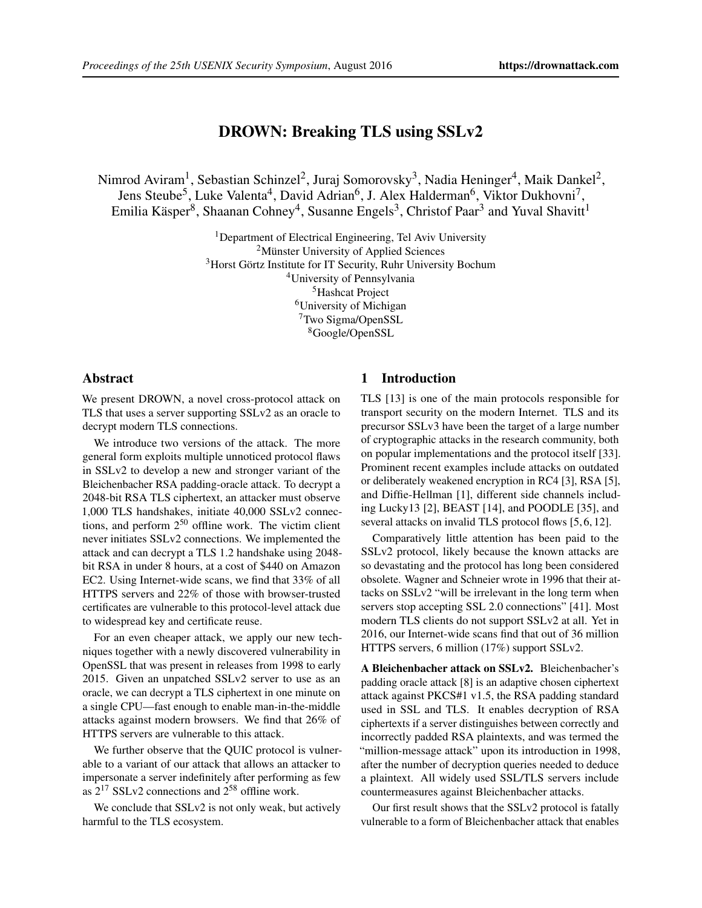# DROWN: Breaking TLS using SSLv2

Nimrod Aviram[1], Sebastian Schinzel[2], Juraj Somorovsky[3], Nadia Heninger[4], Maik Dankel[2], Jens Steube[5], Luke Valenta[4], David Adrian[6], J. Alex Halderman[6], Viktor Dukhovni[7], Emilia Käsper[8], Shaanan Cohney[4], Susanne Engels[3], Christof Paar[3] and Yuval Shavitt[1]

[1]Department of Electrical Engineering, Tel Aviv University
[2]Münster University of Applied Sciences
[3]Horst Görtz Institute for IT Security, Ruhr University Bochum
[4]University of Pennsylvania
[5]Hashcat Project
[6]University of Michigan
[7]Two Sigma/OpenSSL
[8]Google/OpenSSL

## Abstract

We present DROWN, a novel cross-protocol attack on TLS that uses a server supporting SSLv2 as an oracle to decrypt modern TLS connections.

We introduce two versions of the attack. The more general form exploits multiple unnoticed protocol flaws in SSLv2 to develop a new and stronger variant of the Bleichenbacher RSA padding-oracle attack. To decrypt a 2048-bit RSA TLS ciphertext, an attacker must observe 1,000 TLS handshakes, initiate 40,000 SSLv2 connections, and perform $2^{50}$ offline work. The victim client never initiates SSLv2 connections. We implemented the attack and can decrypt a TLS 1.2 handshake using 2048-bit RSA in under 8 hours, at a cost of \$440 on Amazon EC2. Using Internet-wide scans, we find that 33% of all HTTPS servers and 22% of those with browser-trusted certificates are vulnerable to this protocol-level attack due to widespread key and certificate reuse.

For an even cheaper attack, we apply our new techniques together with a newly discovered vulnerability in OpenSSL that was present in releases from 1998 to early 2015. Given an unpatched SSLv2 server to use as an oracle, we can decrypt a TLS ciphertext in one minute on a single CPU—fast enough to enable man-in-the-middle attacks against modern browsers. We find that 26% of HTTPS servers are vulnerable to this attack.

We further observe that the QUIC protocol is vulnerable to a variant of our attack that allows an attacker to impersonate a server indefinitely after performing as few as $2^{17}$ SSLv2 connections and $2^{58}$ offline work.

We conclude that SSLv2 is not only weak, but actively harmful to the TLS ecosystem.

## 1 Introduction

TLS [13] is one of the main protocols responsible for transport security on the modern Internet. TLS and its precursor SSLv3 have been the target of a large number of cryptographic attacks in the research community, both on popular implementations and the protocol itself [33]. Prominent recent examples include attacks on outdated or deliberately weakened encryption in RC4 [3], RSA [5], and Diffie-Hellman [1], different side channels including Lucky13 [2], BEAST [14], and POODLE [35], and several attacks on invalid TLS protocol flows [5, 6, 12].

Comparatively little attention has been paid to the SSLv2 protocol, likely because the known attacks are so devastating and the protocol has long been considered obsolete. Wagner and Schneier wrote in 1996 that their attacks on SSLv2 "will be irrelevant in the long term when servers stop accepting SSL 2.0 connections" [41]. Most modern TLS clients do not support SSLv2 at all. Yet in 2016, our Internet-wide scans find that out of 36 million HTTPS servers, 6 million (17%) support SSLv2.

**A Bleichenbacher attack on SSLv2.** Bleichenbacher's padding oracle attack [8] is an adaptive chosen ciphertext attack against PKCS#1 v1.5, the RSA padding standard used in SSL and TLS. It enables decryption of RSA ciphertexts if a server distinguishes between correctly and incorrectly padded RSA plaintexts, and was termed the "million-message attack" upon its introduction in 1998, after the number of decryption queries needed to deduce a plaintext. All widely used SSL/TLS servers include countermeasures against Bleichenbacher attacks.

Our first result shows that the SSLv2 protocol is fatally vulnerable to a form of Bleichenbacher attack that enables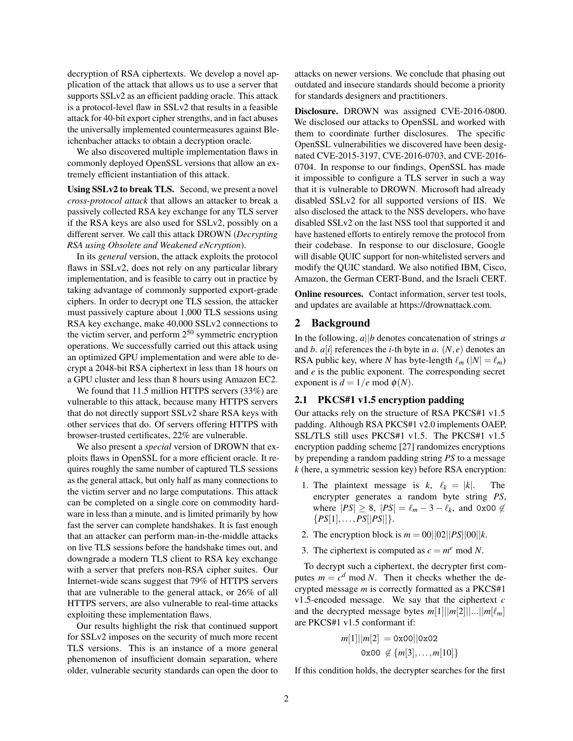decryption of RSA ciphertexts. We develop a novel application of the attack that allows us to use a server that supports SSLv2 as an efficient padding oracle. This attack is a protocol-level flaw in SSLv2 that results in a feasible attack for 40-bit export cipher strengths, and in fact abuses the universally implemented countermeasures against Bleichenbacher attacks to obtain a decryption oracle.

We also discovered multiple implementation flaws in commonly deployed OpenSSL versions that allow an extremely efficient instantiation of this attack.

**Using SSLv2 to break TLS.** Second, we present a novel *cross-protocol attack* that allows an attacker to break a passively collected RSA key exchange for any TLS server if the RSA keys are also used for SSLv2, possibly on a different server. We call this attack DROWN (*Decrypting RSA using Obsolete and Weakened eNcryption*).

In its *general* version, the attack exploits the protocol flaws in SSLv2, does not rely on any particular library implementation, and is feasible to carry out in practice by taking advantage of commonly supported export-grade ciphers. In order to decrypt one TLS session, the attacker must passively capture about 1,000 TLS sessions using RSA key exchange, make 40,000 SSLv2 connections to the victim server, and perform $2^{50}$ symmetric encryption operations. We successfully carried out this attack using an optimized GPU implementation and were able to decrypt a 2048-bit RSA ciphertext in less than 18 hours on a GPU cluster and less than 8 hours using Amazon EC2.

We found that 11.5 million HTTPS servers (33%) are vulnerable to this attack, because many HTTPS servers that do not directly support SSLv2 share RSA keys with other services that do. Of servers offering HTTPS with browser-trusted certificates, 22% are vulnerable.

We also present a *special* version of DROWN that exploits flaws in OpenSSL for a more efficient oracle. It requires roughly the same number of captured TLS sessions as the general attack, but only half as many connections to the victim server and no large computations. This attack can be completed on a single core on commodity hardware in less than a minute, and is limited primarily by how fast the server can complete handshakes. It is fast enough that an attacker can perform man-in-the-middle attacks on live TLS sessions before the handshake times out, and downgrade a modern TLS client to RSA key exchange with a server that prefers non-RSA cipher suites. Our Internet-wide scans suggest that 79% of HTTPS servers that are vulnerable to the general attack, or 26% of all HTTPS servers, are also vulnerable to real-time attacks exploiting these implementation flaws.

Our results highlight the risk that continued support for SSLv2 imposes on the security of much more recent TLS versions. This is an instance of a more general phenomenon of insufficient domain separation, where older, vulnerable security standards can open the door to attacks on newer versions. We conclude that phasing out outdated and insecure standards should become a priority for standards designers and practitioners.

**Disclosure.** DROWN was assigned CVE-2016-0800. We disclosed our attacks to OpenSSL and worked with them to coordinate further disclosures. The specific OpenSSL vulnerabilities we discovered have been designated CVE-2015-3197, CVE-2016-0703, and CVE-2016-0704. In response to our findings, OpenSSL has made it impossible to configure a TLS server in such a way that it is vulnerable to DROWN. Microsoft had already disabled SSLv2 for all supported versions of IIS. We also disclosed the attack to the NSS developers, who have disabled SSLv2 on the last NSS tool that supported it and have hastened efforts to entirely remove the protocol from their codebase. In response to our disclosure, Google will disable QUIC support for non-whitelisted servers and modify the QUIC standard. We also notified IBM, Cisco, Amazon, the German CERT-Bund, and the Israeli CERT.

**Online resources.** Contact information, server test tools, and updates are available at https://drownattack.com.

## 2 Background

In the following, $a||b$ denotes concatenation of strings $a$ and $b$. $a[i]$ references the $i$-th byte in $a$. $(N,e)$ denotes an RSA public key, where $N$ has byte-length $\ell_m$ ($|N| = \ell_m$) and $e$ is the public exponent. The corresponding secret exponent is $d = 1/e \bmod \phi(N)$.

### 2.1 PKCS#1 v1.5 encryption padding

Our attacks rely on the structure of RSA PKCS#1 v1.5 padding. Although RSA PKCS#1 v2.0 implements OAEP, SSL/TLS still uses PKCS#1 v1.5. The PKCS#1 v1.5 encryption padding scheme [27] randomizes encryptions by prepending a random padding string *PS* to a message $k$ (here, a symmetric session key) before RSA encryption:

1. The plaintext message is $k$, $\ell_k = |k|$. The encrypter generates a random byte string *PS*, where $|PS| \geq 8$, $|PS| = \ell_m - 3 - \ell_k$, and $\texttt{0x00} \notin \{PS[1], \ldots, PS[|PS|]\}$.
2. The encryption block is $m = 00||02||PS||00||k$.
3. The ciphertext is computed as $c = m^e \bmod N$.

To decrypt such a ciphertext, the decrypter first computes $m = c^d \bmod N$. Then it checks whether the decrypted message $m$ is correctly formatted as a PKCS#1 v1.5-encoded message. We say that the ciphertext $c$ and the decrypted message bytes $m[1]||m[2]||...||m[\ell_m]$ are PKCS#1 v1.5 conformant if:

$$
\begin{aligned}
m[1]||m[2] &= \texttt{0x00}||\texttt{0x02} \\
\texttt{0x00} &\notin \{m[3], \ldots, m[10]\}
\end{aligned}
$$

If this condition holds, the decrypter searches for the first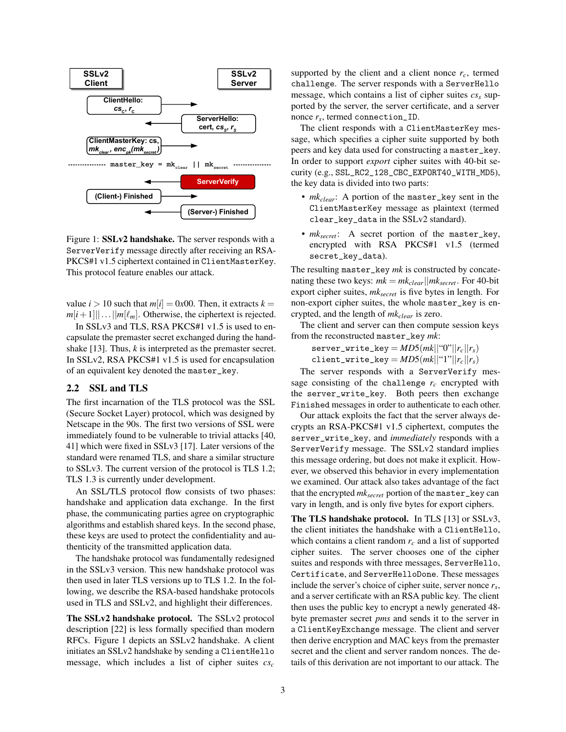Figure 1: **SSLv2 handshake.** The server responds with a `ServerVerify` message directly after receiving an RSA-PKCS#1 v1.5 ciphertext contained in `ClientMasterKey`. This protocol feature enables our attack.

value $i > 10$ such that $m[i] = 0x00$. Then, it extracts $k = m[i+1]||\ldots||m[\ell_m]$. Otherwise, the ciphertext is rejected.

In SSLv3 and TLS, RSA PKCS#1 v1.5 is used to encapsulate the premaster secret exchanged during the handshake [13]. Thus, $k$ is interpreted as the premaster secret. In SSLv2, RSA PKCS#1 v1.5 is used for encapsulation of an equivalent key denoted the `master_key`.

## 2.2 SSL and TLS

The first incarnation of the TLS protocol was the SSL (Secure Socket Layer) protocol, which was designed by Netscape in the 90s. The first two versions of SSL were immediately found to be vulnerable to trivial attacks [40, 41] which were fixed in SSLv3 [17]. Later versions of the standard were renamed TLS, and share a similar structure to SSLv3. The current version of the protocol is TLS 1.2; TLS 1.3 is currently under development.

An SSL/TLS protocol flow consists of two phases: handshake and application data exchange. In the first phase, the communicating parties agree on cryptographic algorithms and establish shared keys. In the second phase, these keys are used to protect the confidentiality and authenticity of the transmitted application data.

The handshake protocol was fundamentally redesigned in the SSLv3 version. This new handshake protocol was then used in later TLS versions up to TLS 1.2. In the following, we describe the RSA-based handshake protocols used in TLS and SSLv2, and highlight their differences.

**The SSLv2 handshake protocol.** The SSLv2 protocol description [22] is less formally specified than modern RFCs. Figure 1 depicts an SSLv2 handshake. A client initiates an SSLv2 handshake by sending a `ClientHello` message, which includes a list of cipher suites $cs_c$ supported by the client and a client nonce $r_c$, termed `challenge`. The server responds with a `ServerHello` message, which contains a list of cipher suites $cs_s$ supported by the server, the server certificate, and a server nonce $r_s$, termed `connection_ID`.

The client responds with a `ClientMasterKey` message, which specifies a cipher suite supported by both peers and key data used for constructing a `master_key`. In order to support *export* cipher suites with 40-bit security (e.g., `SSL_RC2_128_CBC_EXPORT40_WITH_MD5`), the key data is divided into two parts:

- $mk_{clear}$: A portion of the `master_key` sent in the `ClientMasterKey` message as plaintext (termed `clear_key_data` in the SSLv2 standard).
- $mk_{secret}$: A secret portion of the `master_key`, encrypted with RSA PKCS#1 v1.5 (termed `secret_key_data`).

The resulting `master_key` $mk$ is constructed by concatenating these two keys: $mk = mk_{clear}||mk_{secret}$. For 40-bit export cipher suites, $mk_{secret}$ is five bytes in length. For non-export cipher suites, the whole `master_key` is encrypted, and the length of $mk_{clear}$ is zero.

The client and server can then compute session keys from the reconstructed `master_key` $mk$:

$$\texttt{server\_write\_key} = MD5(mk||\text{“0”}||r_c||r_s)$$
$$\texttt{client\_write\_key} = MD5(mk||\text{“1”}||r_c||r_s)$$

The server responds with a `ServerVerify` message consisting of the `challenge` $r_c$ encrypted with the `server_write_key`. Both peers then exchange `Finished` messages in order to authenticate to each other.

Our attack exploits the fact that the server always decrypts an RSA-PKCS#1 v1.5 ciphertext, computes the `server_write_key`, and *immediately* responds with a `ServerVerify` message. The SSLv2 standard implies this message ordering, but does not make it explicit. However, we observed this behavior in every implementation we examined. Our attack also takes advantage of the fact that the encrypted $mk_{secret}$ portion of the `master_key` can vary in length, and is only five bytes for export ciphers.

**The TLS handshake protocol.** In TLS [13] or SSLv3, the client initiates the handshake with a `ClientHello`, which contains a client random $r_c$ and a list of supported cipher suites. The server chooses one of the cipher suites and responds with three messages, `ServerHello`, `Certificate`, and `ServerHelloDone`. These messages include the server's choice of cipher suite, server nonce $r_s$, and a server certificate with an RSA public key. The client then uses the public key to encrypt a newly generated 48-byte premaster secret *pms* and sends it to the server in a `ClientKeyExchange` message. The client and server then derive encryption and MAC keys from the premaster secret and the client and server random nonces. The details of this derivation are not important to our attack. The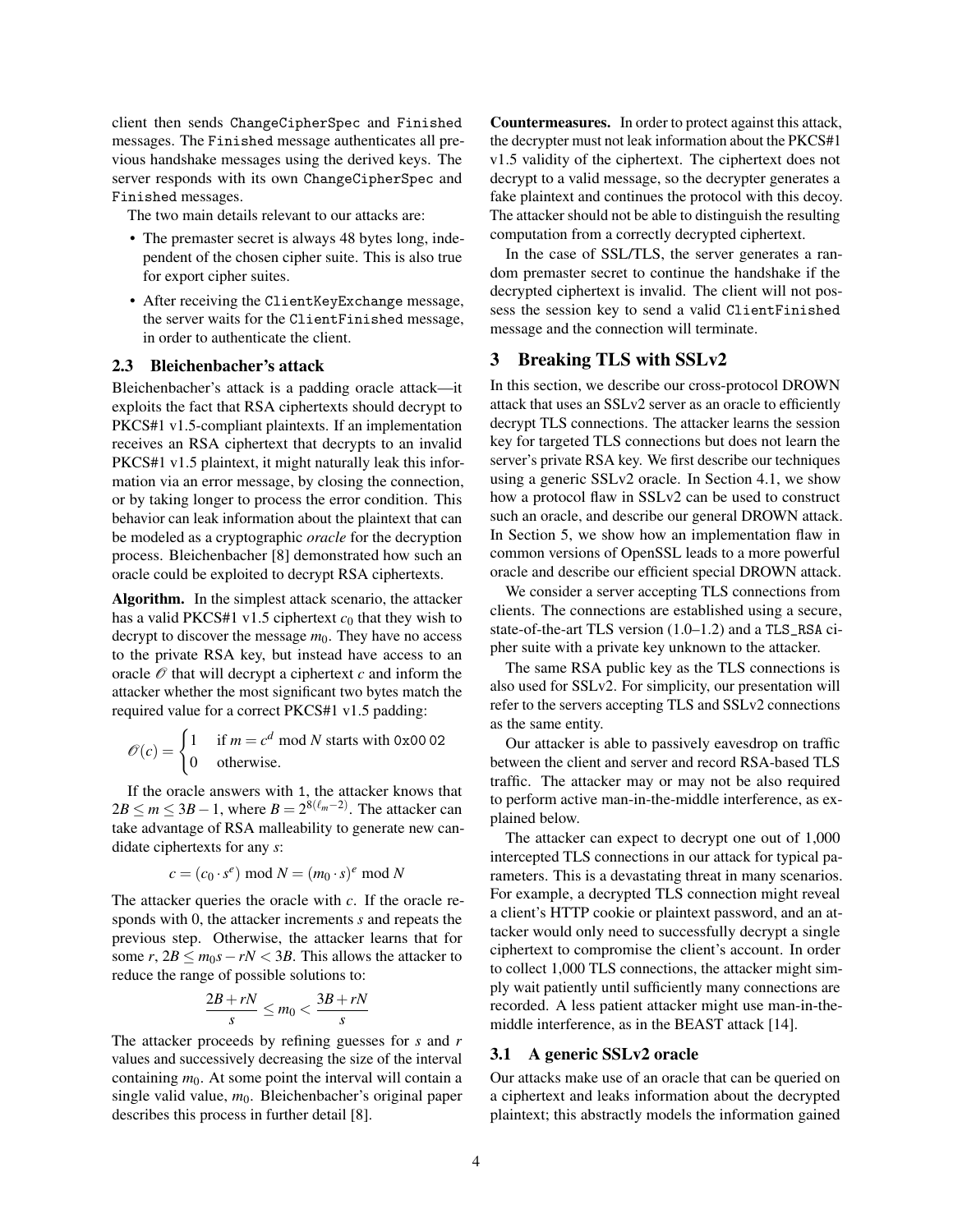client then sends ChangeCipherSpec and Finished messages. The Finished message authenticates all previous handshake messages using the derived keys. The server responds with its own ChangeCipherSpec and Finished messages.

The two main details relevant to our attacks are:

- The premaster secret is always 48 bytes long, independent of the chosen cipher suite. This is also true for export cipher suites.
- After receiving the ClientKeyExchange message, the server waits for the ClientFinished message, in order to authenticate the client.

### 2.3 Bleichenbacher's attack

Bleichenbacher's attack is a padding oracle attack—it exploits the fact that RSA ciphertexts should decrypt to PKCS#1 v1.5-compliant plaintexts. If an implementation receives an RSA ciphertext that decrypts to an invalid PKCS#1 v1.5 plaintext, it might naturally leak this information via an error message, by closing the connection, or by taking longer to process the error condition. This behavior can leak information about the plaintext that can be modeled as a cryptographic *oracle* for the decryption process. Bleichenbacher [8] demonstrated how such an oracle could be exploited to decrypt RSA ciphertexts.

**Algorithm.** In the simplest attack scenario, the attacker has a valid PKCS#1 v1.5 ciphertext $c_0$ that they wish to decrypt to discover the message $m_0$. They have no access to the private RSA key, but instead have access to an oracle $\mathcal{O}$ that will decrypt a ciphertext $c$ and inform the attacker whether the most significant two bytes match the required value for a correct PKCS#1 v1.5 padding:

$$\mathcal{O}(c) = \begin{cases} 1 & \text{if } m = c^d \bmod N \text{ starts with } \texttt{0x00 02} \\ 0 & \text{otherwise.} \end{cases}$$

If the oracle answers with 1, the attacker knows that $2B \le m \le 3B - 1$, where $B = 2^{8(\ell_m - 2)}$. The attacker can take advantage of RSA malleability to generate new candidate ciphertexts for any $s$:

$$c = (c_0 \cdot s^e) \bmod N = (m_0 \cdot s)^e \bmod N$$

The attacker queries the oracle with $c$. If the oracle responds with 0, the attacker increments $s$ and repeats the previous step. Otherwise, the attacker learns that for some $r$, $2B \le m_0 s - rN < 3B$. This allows the attacker to reduce the range of possible solutions to:

$$\frac{2B + rN}{s} \le m_0 < \frac{3B + rN}{s}$$

The attacker proceeds by refining guesses for $s$ and $r$ values and successively decreasing the size of the interval containing $m_0$. At some point the interval will contain a single valid value, $m_0$. Bleichenbacher's original paper describes this process in further detail [8].

**Countermeasures.** In order to protect against this attack, the decrypter must not leak information about the PKCS#1 v1.5 validity of the ciphertext. The ciphertext does not decrypt to a valid message, so the decrypter generates a fake plaintext and continues the protocol with this decoy. The attacker should not be able to distinguish the resulting computation from a correctly decrypted ciphertext.

In the case of SSL/TLS, the server generates a random premaster secret to continue the handshake if the decrypted ciphertext is invalid. The client will not possess the session key to send a valid ClientFinished message and the connection will terminate.

## 3 Breaking TLS with SSLv2

In this section, we describe our cross-protocol DROWN attack that uses an SSLv2 server as an oracle to efficiently decrypt TLS connections. The attacker learns the session key for targeted TLS connections but does not learn the server's private RSA key. We first describe our techniques using a generic SSLv2 oracle. In Section 4.1, we show how a protocol flaw in SSLv2 can be used to construct such an oracle, and describe our general DROWN attack. In Section 5, we show how an implementation flaw in common versions of OpenSSL leads to a more powerful oracle and describe our efficient special DROWN attack.

We consider a server accepting TLS connections from clients. The connections are established using a secure, state-of-the-art TLS version (1.0–1.2) and a TLS_RSA cipher suite with a private key unknown to the attacker.

The same RSA public key as the TLS connections is also used for SSLv2. For simplicity, our presentation will refer to the servers accepting TLS and SSLv2 connections as the same entity.

Our attacker is able to passively eavesdrop on traffic between the client and server and record RSA-based TLS traffic. The attacker may or may not be also required to perform active man-in-the-middle interference, as explained below.

The attacker can expect to decrypt one out of 1,000 intercepted TLS connections in our attack for typical parameters. This is a devastating threat in many scenarios. For example, a decrypted TLS connection might reveal a client's HTTP cookie or plaintext password, and an attacker would only need to successfully decrypt a single ciphertext to compromise the client's account. In order to collect 1,000 TLS connections, the attacker might simply wait patiently until sufficiently many connections are recorded. A less patient attacker might use man-in-the-middle interference, as in the BEAST attack [14].

### 3.1 A generic SSLv2 oracle

Our attacks make use of an oracle that can be queried on a ciphertext and leaks information about the decrypted plaintext; this abstractly models the information gained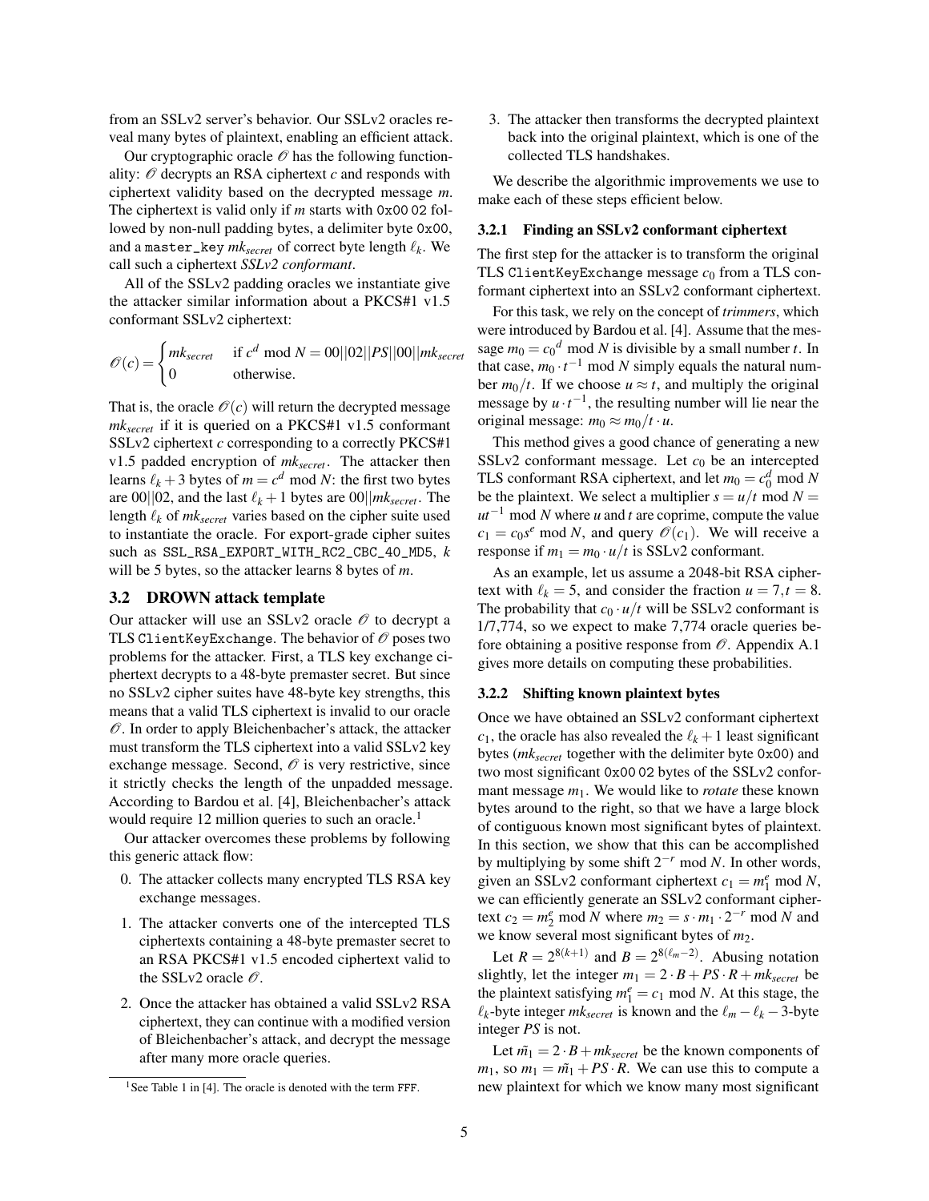from an SSLv2 server's behavior. Our SSLv2 oracles reveal many bytes of plaintext, enabling an efficient attack.

Our cryptographic oracle $\mathcal{O}$ has the following functionality: $\mathcal{O}$ decrypts an RSA ciphertext $c$ and responds with ciphertext validity based on the decrypted message $m$. The ciphertext is valid only if $m$ starts with `0x00 02` followed by non-null padding bytes, a delimiter byte `0x00`, and a `master_key` $mk_{secret}$ of correct byte length $\ell_k$. We call such a ciphertext *SSLv2 conformant*.

All of the SSLv2 padding oracles we instantiate give the attacker similar information about a PKCS#1 v1.5 conformant SSLv2 ciphertext:

$$\mathcal{O}(c) = \begin{cases} mk_{secret} & \text{if } c^d \bmod N = 00||02||PS||00||mk_{secret} \\ 0 & \text{otherwise.} \end{cases}$$

That is, the oracle $\mathcal{O}(c)$ will return the decrypted message $mk_{secret}$ if it is queried on a PKCS#1 v1.5 conformant SSLv2 ciphertext $c$ corresponding to a correctly PKCS#1 v1.5 padded encryption of $mk_{secret}$. The attacker then learns $\ell_k + 3$ bytes of $m = c^d \bmod N$: the first two bytes are $00||02$, and the last $\ell_k + 1$ bytes are $00||mk_{secret}$. The length $\ell_k$ of $mk_{secret}$ varies based on the cipher suite used to instantiate the oracle. For export-grade cipher suites such as `SSL_RSA_EXPORT_WITH_RC2_CBC_40_MD5`, $k$ will be 5 bytes, so the attacker learns 8 bytes of $m$.

## 3.2 DROWN attack template

Our attacker will use an SSLv2 oracle $\mathcal{O}$ to decrypt a TLS `ClientKeyExchange`. The behavior of $\mathcal{O}$ poses two problems for the attacker. First, a TLS key exchange ciphertext decrypts to a 48-byte premaster secret. But since no SSLv2 cipher suites have 48-byte key strengths, this means that a valid TLS ciphertext is invalid to our oracle $\mathcal{O}$. In order to apply Bleichenbacher's attack, the attacker must transform the TLS ciphertext into a valid SSLv2 key exchange message. Second, $\mathcal{O}$ is very restrictive, since it strictly checks the length of the unpadded message. According to Bardou et al. [4], Bleichenbacher's attack would require 12 million queries to such an oracle.[1]

Our attacker overcomes these problems by following this generic attack flow:

0. The attacker collects many encrypted TLS RSA key exchange messages.
1. The attacker converts one of the intercepted TLS ciphertexts containing a 48-byte premaster secret to an RSA PKCS#1 v1.5 encoded ciphertext valid to the SSLv2 oracle $\mathcal{O}$.
2. Once the attacker has obtained a valid SSLv2 RSA ciphertext, they can continue with a modified version of Bleichenbacher's attack, and decrypt the message after many more oracle queries.
3. The attacker then transforms the decrypted plaintext back into the original plaintext, which is one of the collected TLS handshakes.

[1] See Table 1 in [4]. The oracle is denoted with the term FFF.

We describe the algorithmic improvements we use to make each of these steps efficient below.

### 3.2.1 Finding an SSLv2 conformant ciphertext

The first step for the attacker is to transform the original TLS `ClientKeyExchange` message $c_0$ from a TLS conformant ciphertext into an SSLv2 conformant ciphertext.

For this task, we rely on the concept of *trimmers*, which were introduced by Bardou et al. [4]. Assume that the message $m_0 = {c_0}^d \bmod N$ is divisible by a small number $t$. In that case, $m_0 \cdot t^{-1} \bmod N$ simply equals the natural number $m_0/t$. If we choose $u \approx t$, and multiply the original message by $u \cdot t^{-1}$, the resulting number will lie near the original message: $m_0 \approx m_0/t \cdot u$.

This method gives a good chance of generating a new SSLv2 conformant message. Let $c_0$ be an intercepted TLS conformant RSA ciphertext, and let $m_0 = c_0^d \bmod N$ be the plaintext. We select a multiplier $s = u/t \bmod N = ut^{-1} \bmod N$ where $u$ and $t$ are coprime, compute the value $c_1 = c_0 s^e \bmod N$, and query $\mathcal{O}(c_1)$. We will receive a response if $m_1 = m_0 \cdot u/t$ is SSLv2 conformant.

As an example, let us assume a 2048-bit RSA ciphertext with $\ell_k = 5$, and consider the fraction $u = 7, t = 8$. The probability that $c_0 \cdot u/t$ will be SSLv2 conformant is 1/7,774, so we expect to make 7,774 oracle queries before obtaining a positive response from $\mathcal{O}$. Appendix A.1 gives more details on computing these probabilities.

### 3.2.2 Shifting known plaintext bytes

Once we have obtained an SSLv2 conformant ciphertext $c_1$, the oracle has also revealed the $\ell_k + 1$ least significant bytes ($mk_{secret}$ together with the delimiter byte `0x00`) and two most significant `0x00 02` bytes of the SSLv2 conformant message $m_1$. We would like to *rotate* these known bytes around to the right, so that we have a large block of contiguous known most significant bytes of plaintext. In this section, we show that this can be accomplished by multiplying by some shift $2^{-r} \bmod N$. In other words, given an SSLv2 conformant ciphertext $c_1 = m_1^e \bmod N$, we can efficiently generate an SSLv2 conformant ciphertext $c_2 = m_2^e \bmod N$ where $m_2 = s \cdot m_1 \cdot 2^{-r} \bmod N$ and we know several most significant bytes of $m_2$.

Let $R = 2^{8(k+1)}$ and $B = 2^{8(\ell_m - 2)}$. Abusing notation slightly, let the integer $m_1 = 2 \cdot B + PS \cdot R + mk_{secret}$ be the plaintext satisfying $m_1^e = c_1 \bmod N$. At this stage, the $\ell_k$-byte integer $mk_{secret}$ is known and the $\ell_m - \ell_k - 3$-byte integer $PS$ is not.

Let $\tilde{m_1} = 2 \cdot B + mk_{secret}$ be the known components of $m_1$, so $m_1 = \tilde{m_1} + PS \cdot R$. We can use this to compute a new plaintext for which we know many most significant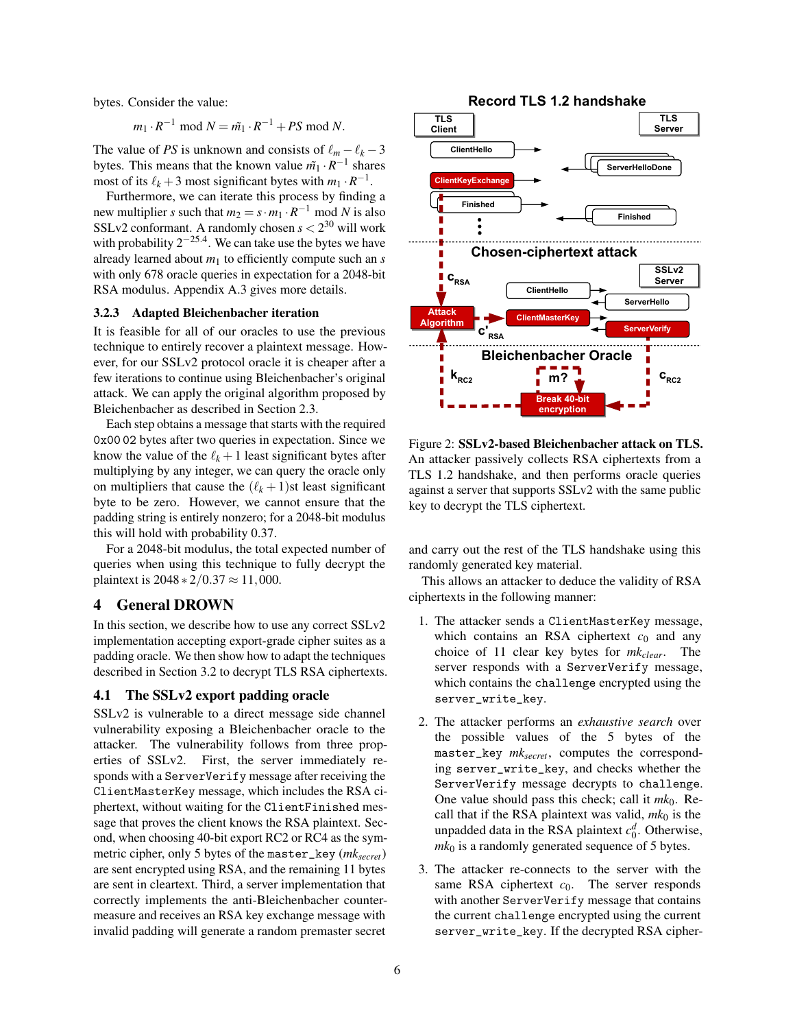bytes. Consider the value:

$$m_1 \cdot R^{-1} \bmod N = \tilde{m}_1 \cdot R^{-1} + PS \bmod N.$$

The value of $PS$ is unknown and consists of $\ell_m - \ell_k - 3$ bytes. This means that the known value $\tilde{m}_1 \cdot R^{-1}$ shares most of its $\ell_k + 3$ most significant bytes with $m_1 \cdot R^{-1}$.

Furthermore, we can iterate this process by finding a new multiplier $s$ such that $m_2 = s \cdot m_1 \cdot R^{-1} \bmod N$ is also SSLv2 conformant. A randomly chosen $s < 2^{30}$ will work with probability $2^{-25.4}$. We can take use the bytes we have already learned about $m_1$ to efficiently compute such an $s$ with only 678 oracle queries in expectation for a 2048-bit RSA modulus. Appendix A.3 gives more details.

### 3.2.3 Adapted Bleichenbacher iteration

It is feasible for all of our oracles to use the previous technique to entirely recover a plaintext message. However, for our SSLv2 protocol oracle it is cheaper after a few iterations to continue using Bleichenbacher's original attack. We can apply the original algorithm proposed by Bleichenbacher as described in Section 2.3.

Each step obtains a message that starts with the required `0x00 02` bytes after two queries in expectation. Since we know the value of the $\ell_k + 1$ least significant bytes after multiplying by any integer, we can query the oracle only on multipliers that cause the $(\ell_k + 1)$st least significant byte to be zero. However, we cannot ensure that the padding string is entirely nonzero; for a 2048-bit modulus this will hold with probability 0.37.

For a 2048-bit modulus, the total expected number of queries when using this technique to fully decrypt the plaintext is $2048 * 2/0.37 \approx 11,000$.

## 4 General DROWN

In this section, we describe how to use any correct SSLv2 implementation accepting export-grade cipher suites as a padding oracle. We then show how to adapt the techniques described in Section 3.2 to decrypt TLS RSA ciphertexts.

### 4.1 The SSLv2 export padding oracle

SSLv2 is vulnerable to a direct message side channel vulnerability exposing a Bleichenbacher oracle to the attacker. The vulnerability follows from three properties of SSLv2. First, the server immediately responds with a `ServerVerify` message after receiving the `ClientMasterKey` message, which includes the RSA ciphertext, without waiting for the `ClientFinished` message that proves the client knows the RSA plaintext. Second, when choosing 40-bit export RC2 or RC4 as the symmetric cipher, only 5 bytes of the `master_key` ($mk_{secret}$) are sent encrypted using RSA, and the remaining 11 bytes are sent in cleartext. Third, a server implementation that correctly implements the anti-Bleichenbacher countermeasure and receives an RSA key exchange message with invalid padding will generate a random premaster secret

**Record TLS 1.2 handshake**

TLS Client — TLS Server: ClientHello, ServerHelloDone, ClientKeyExchange, Finished, Finished

**Chosen-ciphertext attack**

$c_{RSA}$ → Attack Algorithm → $c'_{RSA}$; SSLv2 Server: ClientHello, ServerHello, ClientMasterKey, ServerVerify

**Bleichenbacher Oracle**

$k_{RC2}$, m?, $c_{RC2}$, Break 40-bit encryption

Figure 2: **SSLv2-based Bleichenbacher attack on TLS.** An attacker passively collects RSA ciphertexts from a TLS 1.2 handshake, and then performs oracle queries against a server that supports SSLv2 with the same public key to decrypt the TLS ciphertext.

and carry out the rest of the TLS handshake using this randomly generated key material.

This allows an attacker to deduce the validity of RSA ciphertexts in the following manner:

1. The attacker sends a `ClientMasterKey` message, which contains an RSA ciphertext $c_0$ and any choice of 11 clear key bytes for $mk_{clear}$. The server responds with a `ServerVerify` message, which contains the `challenge` encrypted using the `server_write_key`.

2. The attacker performs an *exhaustive search* over the possible values of the 5 bytes of the `master_key` $mk_{secret}$, computes the corresponding `server_write_key`, and checks whether the `ServerVerify` message decrypts to `challenge`. One value should pass this check; call it $mk_0$. Recall that if the RSA plaintext was valid, $mk_0$ is the unpadded data in the RSA plaintext $c_0^d$. Otherwise, $mk_0$ is a randomly generated sequence of 5 bytes.

3. The attacker re-connects to the server with the same RSA ciphertext $c_0$. The server responds with another `ServerVerify` message that contains the current `challenge` encrypted using the current `server_write_key`. If the decrypted RSA cipher-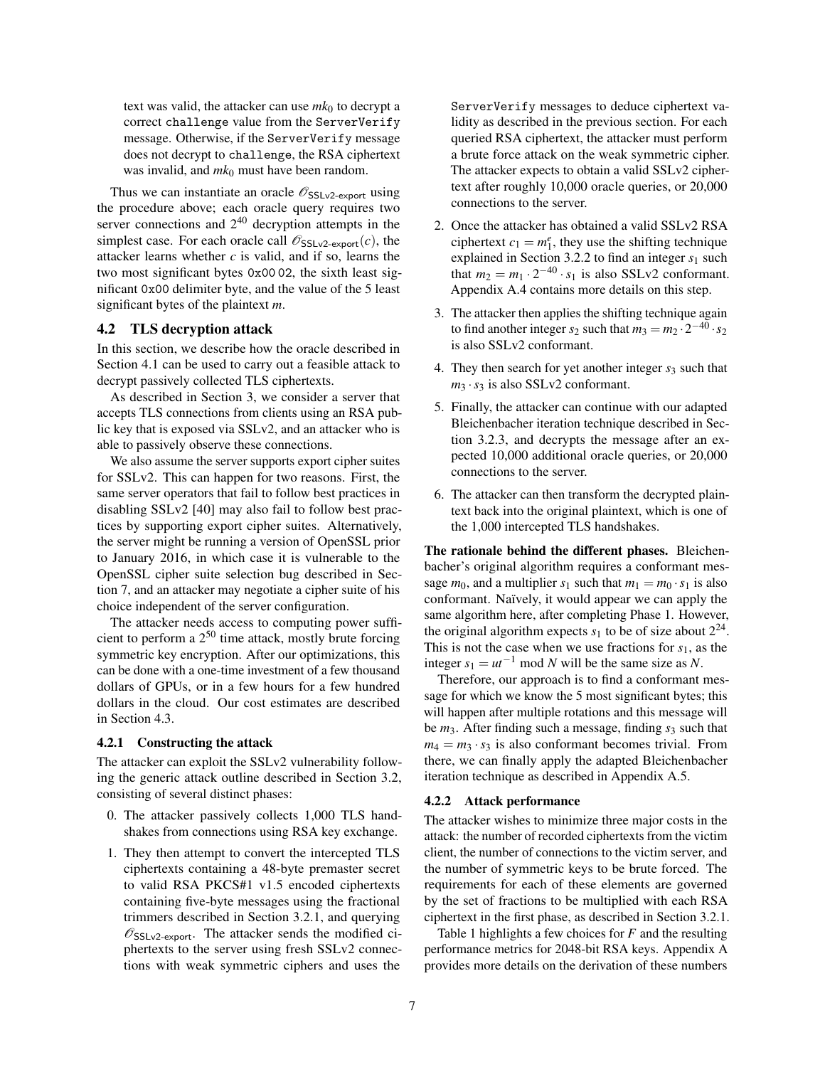text was valid, the attacker can use $mk_0$ to decrypt a correct `challenge` value from the `ServerVerify` message. Otherwise, if the `ServerVerify` message does not decrypt to `challenge`, the RSA ciphertext was invalid, and $mk_0$ must have been random.

Thus we can instantiate an oracle $\mathcal{O}_{\text{SSLv2-export}}$ using the procedure above; each oracle query requires two server connections and $2^{40}$ decryption attempts in the simplest case. For each oracle call $\mathcal{O}_{\text{SSLv2-export}}(c)$, the attacker learns whether $c$ is valid, and if so, learns the two most significant bytes `0x00 02`, the sixth least significant `0x00` delimiter byte, and the value of the 5 least significant bytes of the plaintext $m$.

## 4.2 TLS decryption attack

In this section, we describe how the oracle described in Section 4.1 can be used to carry out a feasible attack to decrypt passively collected TLS ciphertexts.

As described in Section 3, we consider a server that accepts TLS connections from clients using an RSA public key that is exposed via SSLv2, and an attacker who is able to passively observe these connections.

We also assume the server supports export cipher suites for SSLv2. This can happen for two reasons. First, the same server operators that fail to follow best practices in disabling SSLv2 [40] may also fail to follow best practices by supporting export cipher suites. Alternatively, the server might be running a version of OpenSSL prior to January 2016, in which case it is vulnerable to the OpenSSL cipher suite selection bug described in Section 7, and an attacker may negotiate a cipher suite of his choice independent of the server configuration.

The attacker needs access to computing power sufficient to perform a $2^{50}$ time attack, mostly brute forcing symmetric key encryption. After our optimizations, this can be done with a one-time investment of a few thousand dollars of GPUs, or in a few hours for a few hundred dollars in the cloud. Our cost estimates are described in Section 4.3.

### 4.2.1 Constructing the attack

The attacker can exploit the SSLv2 vulnerability following the generic attack outline described in Section 3.2, consisting of several distinct phases:

0. The attacker passively collects 1,000 TLS handshakes from connections using RSA key exchange.
1. They then attempt to convert the intercepted TLS ciphertexts containing a 48-byte premaster secret to valid RSA PKCS#1 v1.5 encoded ciphertexts containing five-byte messages using the fractional trimmers described in Section 3.2.1, and querying $\mathcal{O}_{\text{SSLv2-export}}$. The attacker sends the modified ciphertexts to the server using fresh SSLv2 connections with weak symmetric ciphers and uses the `ServerVerify` messages to deduce ciphertext validity as described in the previous section. For each queried RSA ciphertext, the attacker must perform a brute force attack on the weak symmetric cipher. The attacker expects to obtain a valid SSLv2 ciphertext after roughly 10,000 oracle queries, or 20,000 connections to the server.
2. Once the attacker has obtained a valid SSLv2 RSA ciphertext $c_1 = m_1^e$, they use the shifting technique explained in Section 3.2.2 to find an integer $s_1$ such that $m_2 = m_1 \cdot 2^{-40} \cdot s_1$ is also SSLv2 conformant. Appendix A.4 contains more details on this step.
3. The attacker then applies the shifting technique again to find another integer $s_2$ such that $m_3 = m_2 \cdot 2^{-40} \cdot s_2$ is also SSLv2 conformant.
4. They then search for yet another integer $s_3$ such that $m_3 \cdot s_3$ is also SSLv2 conformant.
5. Finally, the attacker can continue with our adapted Bleichenbacher iteration technique described in Section 3.2.3, and decrypts the message after an expected 10,000 additional oracle queries, or 20,000 connections to the server.
6. The attacker can then transform the decrypted plaintext back into the original plaintext, which is one of the 1,000 intercepted TLS handshakes.

**The rationale behind the different phases.** Bleichenbacher's original algorithm requires a conformant message $m_0$, and a multiplier $s_1$ such that $m_1 = m_0 \cdot s_1$ is also conformant. Naïvely, it would appear we can apply the same algorithm here, after completing Phase 1. However, the original algorithm expects $s_1$ to be of size about $2^{24}$. This is not the case when we use fractions for $s_1$, as the integer $s_1 = ut^{-1} \bmod N$ will be the same size as $N$.

Therefore, our approach is to find a conformant message for which we know the 5 most significant bytes; this will happen after multiple rotations and this message will be $m_3$. After finding such a message, finding $s_3$ such that $m_4 = m_3 \cdot s_3$ is also conformant becomes trivial. From there, we can finally apply the adapted Bleichenbacher iteration technique as described in Appendix A.5.

### 4.2.2 Attack performance

The attacker wishes to minimize three major costs in the attack: the number of recorded ciphertexts from the victim client, the number of connections to the victim server, and the number of symmetric keys to be brute forced. The requirements for each of these elements are governed by the set of fractions to be multiplied with each RSA ciphertext in the first phase, as described in Section 3.2.1.

Table 1 highlights a few choices for $F$ and the resulting performance metrics for 2048-bit RSA keys. Appendix A provides more details on the derivation of these numbers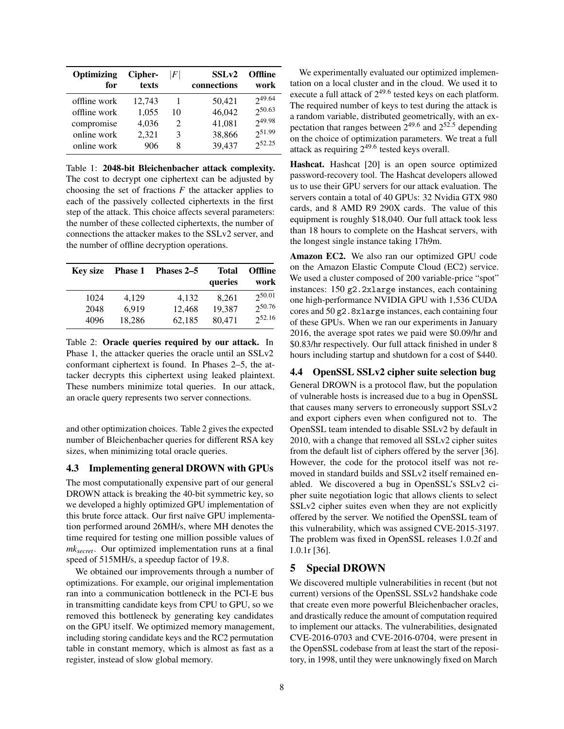| Optimizing for | Cipher-texts | $\|F\|$ | SSLv2 connections | Offline work |
|---|---|---|---|---|
| offline work | 12,743 | 1 | 50,421 | $2^{49.64}$ |
| offline work | 1,055 | 10 | 46,042 | $2^{50.63}$ |
| compromise | 4,036 | 2 | 41,081 | $2^{49.98}$ |
| online work | 2,321 | 3 | 38,866 | $2^{51.99}$ |
| online work | 906 | 8 | 39,437 | $2^{52.25}$ |

Table 1: **2048-bit Bleichenbacher attack complexity.** The cost to decrypt one ciphertext can be adjusted by choosing the set of fractions $F$ the attacker applies to each of the passively collected ciphertexts in the first step of the attack. This choice affects several parameters: the number of these collected ciphertexts, the number of connections the attacker makes to the SSLv2 server, and the number of offline decryption operations.

| Key size | Phase 1 | Phases 2–5 | Total queries | Offline work |
|---|---|---|---|---|
| 1024 | 4,129 | 4,132 | 8,261 | $2^{50.01}$ |
| 2048 | 6,919 | 12,468 | 19,387 | $2^{50.76}$ |
| 4096 | 18,286 | 62,185 | 80,471 | $2^{52.16}$ |

Table 2: **Oracle queries required by our attack.** In Phase 1, the attacker queries the oracle until an SSLv2 conformant ciphertext is found. In Phases 2–5, the attacker decrypts this ciphertext using leaked plaintext. These numbers minimize total queries. In our attack, an oracle query represents two server connections.

and other optimization choices. Table 2 gives the expected number of Bleichenbacher queries for different RSA key sizes, when minimizing total oracle queries.

### 4.3 Implementing general DROWN with GPUs

The most computationally expensive part of our general DROWN attack is breaking the 40-bit symmetric key, so we developed a highly optimized GPU implementation of this brute force attack. Our first naïve GPU implementation performed around 26MH/s, where MH denotes the time required for testing one million possible values of $mk_{secret}$. Our optimized implementation runs at a final speed of 515MH/s, a speedup factor of 19.8.

We obtained our improvements through a number of optimizations. For example, our original implementation ran into a communication bottleneck in the PCI-E bus in transmitting candidate keys from CPU to GPU, so we removed this bottleneck by generating key candidates on the GPU itself. We optimized memory management, including storing candidate keys and the RC2 permutation table in constant memory, which is almost as fast as a register, instead of slow global memory.

We experimentally evaluated our optimized implementation on a local cluster and in the cloud. We used it to execute a full attack of $2^{49.6}$ tested keys on each platform. The required number of keys to test during the attack is a random variable, distributed geometrically, with an expectation that ranges between $2^{49.6}$ and $2^{52.5}$ depending on the choice of optimization parameters. We treat a full attack as requiring $2^{49.6}$ tested keys overall.

**Hashcat.** Hashcat [20] is an open source optimized password-recovery tool. The Hashcat developers allowed us to use their GPU servers for our attack evaluation. The servers contain a total of 40 GPUs: 32 Nvidia GTX 980 cards, and 8 AMD R9 290X cards. The value of this equipment is roughly $18,040. Our full attack took less than 18 hours to complete on the Hashcat servers, with the longest single instance taking 17h9m.

**Amazon EC2.** We also ran our optimized GPU code on the Amazon Elastic Compute Cloud (EC2) service. We used a cluster composed of 200 variable-price "spot" instances: 150 `g2.2xlarge` instances, each containing one high-performance NVIDIA GPU with 1,536 CUDA cores and 50 `g2.8xlarge` instances, each containing four of these GPUs. When we ran our experiments in January 2016, the average spot rates we paid were $0.09/hr and $0.83/hr respectively. Our full attack finished in under 8 hours including startup and shutdown for a cost of $440.

### 4.4 OpenSSL SSLv2 cipher suite selection bug

General DROWN is a protocol flaw, but the population of vulnerable hosts is increased due to a bug in OpenSSL that causes many servers to erroneously support SSLv2 and export ciphers even when configured not to. The OpenSSL team intended to disable SSLv2 by default in 2010, with a change that removed all SSLv2 cipher suites from the default list of ciphers offered by the server [36]. However, the code for the protocol itself was not removed in standard builds and SSLv2 itself remained enabled. We discovered a bug in OpenSSL's SSLv2 cipher suite negotiation logic that allows clients to select SSLv2 cipher suites even when they are not explicitly offered by the server. We notified the OpenSSL team of this vulnerability, which was assigned CVE-2015-3197. The problem was fixed in OpenSSL releases 1.0.2f and 1.0.1r [36].

## 5 Special DROWN

We discovered multiple vulnerabilities in recent (but not current) versions of the OpenSSL SSLv2 handshake code that create even more powerful Bleichenbacher oracles, and drastically reduce the amount of computation required to implement our attacks. The vulnerabilities, designated CVE-2016-0703 and CVE-2016-0704, were present in the OpenSSL codebase from at least the start of the repository, in 1998, until they were unknowingly fixed on March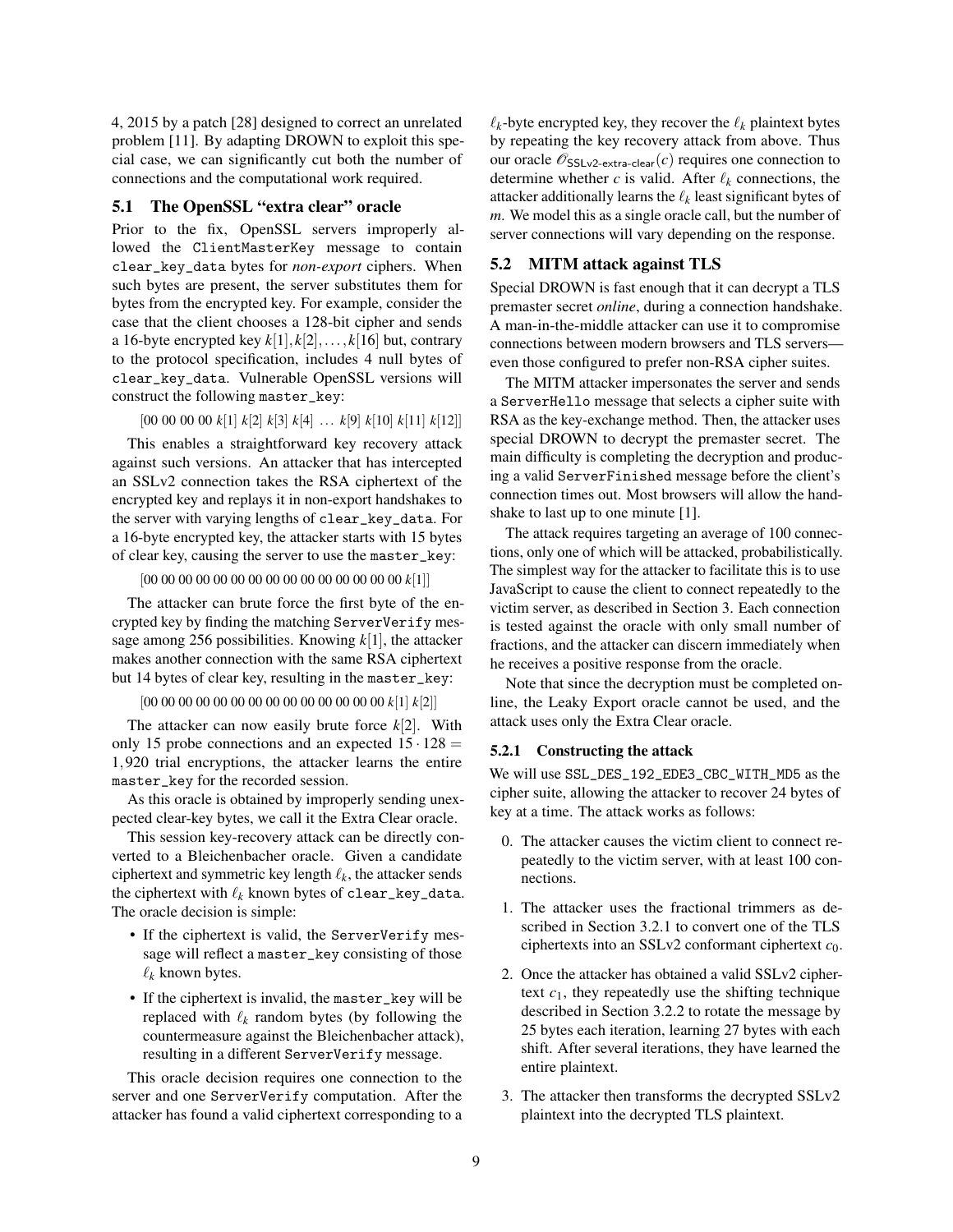4, 2015 by a patch [28] designed to correct an unrelated problem [11]. By adapting DROWN to exploit this special case, we can significantly cut both the number of connections and the computational work required.

### 5.1 The OpenSSL "extra clear" oracle

Prior to the fix, OpenSSL servers improperly allowed the ClientMasterKey message to contain clear_key_data bytes for *non-export* ciphers. When such bytes are present, the server substitutes them for bytes from the encrypted key. For example, consider the case that the client chooses a 128-bit cipher and sends a 16-byte encrypted key $k[1], k[2], \ldots, k[16]$ but, contrary to the protocol specification, includes 4 null bytes of clear_key_data. Vulnerable OpenSSL versions will construct the following master_key:

$$[00\ 00\ 00\ 00\ k[1]\ k[2]\ k[3]\ k[4]\ \ldots\ k[9]\ k[10]\ k[11]\ k[12]]$$

This enables a straightforward key recovery attack against such versions. An attacker that has intercepted an SSLv2 connection takes the RSA ciphertext of the encrypted key and replays it in non-export handshakes to the server with varying lengths of clear_key_data. For a 16-byte encrypted key, the attacker starts with 15 bytes of clear key, causing the server to use the master_key:

$$[00\ 00\ 00\ 00\ 00\ 00\ 00\ 00\ 00\ 00\ 00\ 00\ 00\ 00\ 00\ k[1]]$$

The attacker can brute force the first byte of the encrypted key by finding the matching ServerVerify message among 256 possibilities. Knowing $k[1]$, the attacker makes another connection with the same RSA ciphertext but 14 bytes of clear key, resulting in the master_key:

$$[00\ 00\ 00\ 00\ 00\ 00\ 00\ 00\ 00\ 00\ 00\ 00\ 00\ 00\ k[1]\ k[2]]$$

The attacker can now easily brute force $k[2]$. With only 15 probe connections and an expected $15 \cdot 128 = 1{,}920$ trial encryptions, the attacker learns the entire master_key for the recorded session.

As this oracle is obtained by improperly sending unexpected clear-key bytes, we call it the Extra Clear oracle.

This session key-recovery attack can be directly converted to a Bleichenbacher oracle. Given a candidate ciphertext and symmetric key length $\ell_k$, the attacker sends the ciphertext with $\ell_k$ known bytes of clear_key_data. The oracle decision is simple:

- If the ciphertext is valid, the ServerVerify message will reflect a master_key consisting of those $\ell_k$ known bytes.
- If the ciphertext is invalid, the master_key will be replaced with $\ell_k$ random bytes (by following the countermeasure against the Bleichenbacher attack), resulting in a different ServerVerify message.

This oracle decision requires one connection to the server and one ServerVerify computation. After the attacker has found a valid ciphertext corresponding to a $\ell_k$-byte encrypted key, they recover the $\ell_k$ plaintext bytes by repeating the key recovery attack from above. Thus our oracle $\mathcal{O}_{\mathsf{SSLv2\text{-}extra\text{-}clear}}(c)$ requires one connection to determine whether $c$ is valid. After $\ell_k$ connections, the attacker additionally learns the $\ell_k$ least significant bytes of $m$. We model this as a single oracle call, but the number of server connections will vary depending on the response.

### 5.2 MITM attack against TLS

Special DROWN is fast enough that it can decrypt a TLS premaster secret *online*, during a connection handshake. A man-in-the-middle attacker can use it to compromise connections between modern browsers and TLS servers—even those configured to prefer non-RSA cipher suites.

The MITM attacker impersonates the server and sends a ServerHello message that selects a cipher suite with RSA as the key-exchange method. Then, the attacker uses special DROWN to decrypt the premaster secret. The main difficulty is completing the decryption and producing a valid ServerFinished message before the client's connection times out. Most browsers will allow the handshake to last up to one minute [1].

The attack requires targeting an average of 100 connections, only one of which will be attacked, probabilistically. The simplest way for the attacker to facilitate this is to use JavaScript to cause the client to connect repeatedly to the victim server, as described in Section 3. Each connection is tested against the oracle with only small number of fractions, and the attacker can discern immediately when he receives a positive response from the oracle.

Note that since the decryption must be completed online, the Leaky Export oracle cannot be used, and the attack uses only the Extra Clear oracle.

#### 5.2.1 Constructing the attack

We will use SSL_DES_192_EDE3_CBC_WITH_MD5 as the cipher suite, allowing the attacker to recover 24 bytes of key at a time. The attack works as follows:

0. The attacker causes the victim client to connect repeatedly to the victim server, with at least 100 connections.
1. The attacker uses the fractional trimmers as described in Section 3.2.1 to convert one of the TLS ciphertexts into an SSLv2 conformant ciphertext $c_0$.
2. Once the attacker has obtained a valid SSLv2 ciphertext $c_1$, they repeatedly use the shifting technique described in Section 3.2.2 to rotate the message by 25 bytes each iteration, learning 27 bytes with each shift. After several iterations, they have learned the entire plaintext.
3. The attacker then transforms the decrypted SSLv2 plaintext into the decrypted TLS plaintext.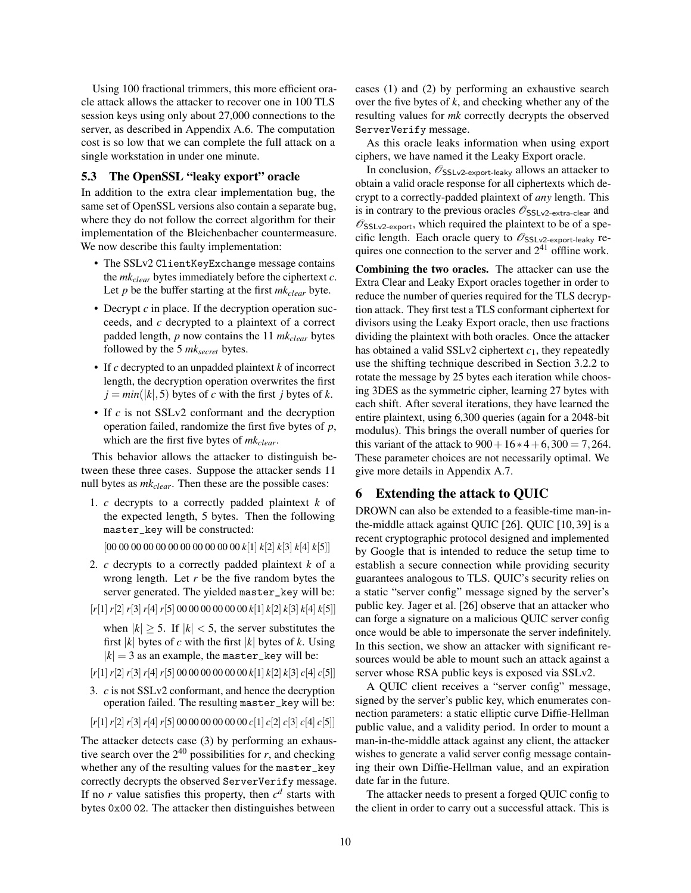Using 100 fractional trimmers, this more efficient oracle attack allows the attacker to recover one in 100 TLS session keys using only about 27,000 connections to the server, as described in Appendix A.6. The computation cost is so low that we can complete the full attack on a single workstation in under one minute.

### 5.3 The OpenSSL "leaky export" oracle

In addition to the extra clear implementation bug, the same set of OpenSSL versions also contain a separate bug, where they do not follow the correct algorithm for their implementation of the Bleichenbacher countermeasure. We now describe this faulty implementation:

- The SSLv2 `ClientKeyExchange` message contains the $mk_{clear}$ bytes immediately before the ciphertext $c$. Let $p$ be the buffer starting at the first $mk_{clear}$ byte.
- Decrypt $c$ in place. If the decryption operation succeeds, and $c$ decrypted to a plaintext of a correct padded length, $p$ now contains the 11 $mk_{clear}$ bytes followed by the 5 $mk_{secret}$ bytes.
- If $c$ decrypted to an unpadded plaintext $k$ of incorrect length, the decryption operation overwrites the first $j = min(|k|, 5)$ bytes of $c$ with the first $j$ bytes of $k$.
- If $c$ is not SSLv2 conformant and the decryption operation failed, randomize the first five bytes of $p$, which are the first five bytes of $mk_{clear}$.

This behavior allows the attacker to distinguish between these three cases. Suppose the attacker sends 11 null bytes as $mk_{clear}$. Then these are the possible cases:

1. $c$ decrypts to a correctly padded plaintext $k$ of the expected length, 5 bytes. Then the following `master_key` will be constructed:

   $[00\ 00\ 00\ 00\ 00\ 00\ 00\ 00\ 00\ 00\ 00\ k[1]\ k[2]\ k[3]\ k[4]\ k[5]]$

2. $c$ decrypts to a correctly padded plaintext $k$ of a wrong length. Let $r$ be the five random bytes the server generated. The yielded `master_key` will be:

   $[r[1]\ r[2]\ r[3]\ r[4]\ r[5]\ 00\ 00\ 00\ 00\ 00\ 00\ k[1]\ k[2]\ k[3]\ k[4]\ k[5]]$

   when $|k| \geq 5$. If $|k| < 5$, the server substitutes the first $|k|$ bytes of $c$ with the first $|k|$ bytes of $k$. Using $|k| = 3$ as an example, the `master_key` will be:

   $[r[1]\ r[2]\ r[3]\ r[4]\ r[5]\ 00\ 00\ 00\ 00\ 00\ 00\ k[1]\ k[2]\ k[3]\ c[4]\ c[5]]$

3. $c$ is not SSLv2 conformant, and hence the decryption operation failed. The resulting `master_key` will be:

   $[r[1]\ r[2]\ r[3]\ r[4]\ r[5]\ 00\ 00\ 00\ 00\ 00\ 00\ c[1]\ c[2]\ c[3]\ c[4]\ c[5]]$

The attacker detects case (3) by performing an exhaustive search over the $2^{40}$ possibilities for $r$, and checking whether any of the resulting values for the `master_key` correctly decrypts the observed `ServerVerify` message. If no $r$ value satisfies this property, then $c^d$ starts with bytes `0x00 02`. The attacker then distinguishes between cases (1) and (2) by performing an exhaustive search over the five bytes of $k$, and checking whether any of the resulting values for $mk$ correctly decrypts the observed `ServerVerify` message.

As this oracle leaks information when using export ciphers, we have named it the Leaky Export oracle.

In conclusion, $\mathcal{O}_{\text{SSLv2-export-leaky}}$ allows an attacker to obtain a valid oracle response for all ciphertexts which decrypt to a correctly-padded plaintext of *any* length. This is in contrary to the previous oracles $\mathcal{O}_{\text{SSLv2-extra-clear}}$ and $\mathcal{O}_{\text{SSLv2-export}}$, which required the plaintext to be of a specific length. Each oracle query to $\mathcal{O}_{\text{SSLv2-export-leaky}}$ requires one connection to the server and $2^{41}$ offline work.

**Combining the two oracles.** The attacker can use the Extra Clear and Leaky Export oracles together in order to reduce the number of queries required for the TLS decryption attack. They first test a TLS conformant ciphertext for divisors using the Leaky Export oracle, then use fractions dividing the plaintext with both oracles. Once the attacker has obtained a valid SSLv2 ciphertext $c_1$, they repeatedly use the shifting technique described in Section 3.2.2 to rotate the message by 25 bytes each iteration while choosing 3DES as the symmetric cipher, learning 27 bytes with each shift. After several iterations, they have learned the entire plaintext, using 6,300 queries (again for a 2048-bit modulus). This brings the overall number of queries for this variant of the attack to $900 + 16 * 4 + 6,300 = 7,264$. These parameter choices are not necessarily optimal. We give more details in Appendix A.7.

## 6 Extending the attack to QUIC

DROWN can also be extended to a feasible-time man-in-the-middle attack against QUIC [26]. QUIC [10, 39] is a recent cryptographic protocol designed and implemented by Google that is intended to reduce the setup time to establish a secure connection while providing security guarantees analogous to TLS. QUIC's security relies on a static "server config" message signed by the server's public key. Jager et al. [26] observe that an attacker who can forge a signature on a malicious QUIC server config once would be able to impersonate the server indefinitely. In this section, we show an attacker with significant resources would be able to mount such an attack against a server whose RSA public keys is exposed via SSLv2.

A QUIC client receives a "server config" message, signed by the server's public key, which enumerates connection parameters: a static elliptic curve Diffie-Hellman public value, and a validity period. In order to mount a man-in-the-middle attack against any client, the attacker wishes to generate a valid server config message containing their own Diffie-Hellman value, and an expiration date far in the future.

The attacker needs to present a forged QUIC config to the client in order to carry out a successful attack. This is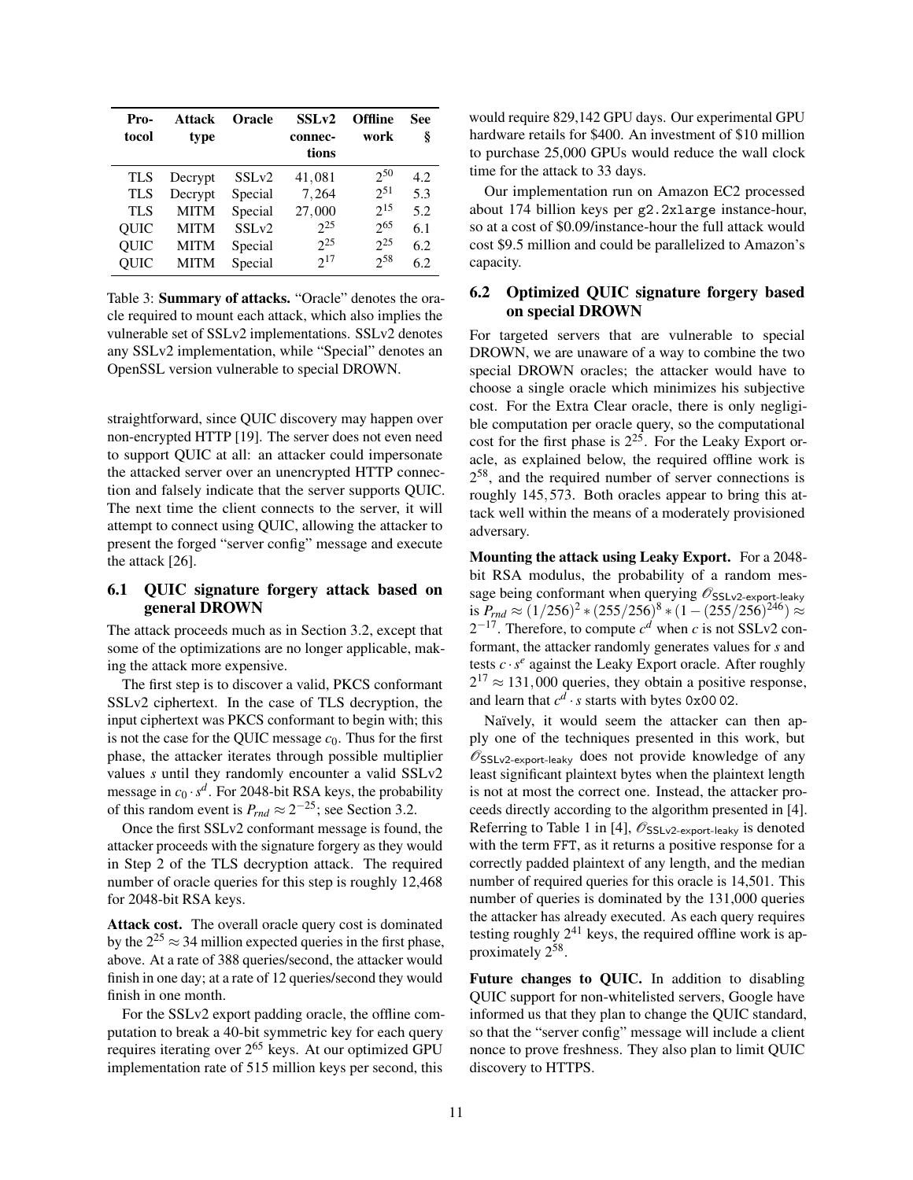| Protocol | Attack type | Oracle | SSLv2 connections | Offline work | See § |
|---|---|---|---|---|---|
| TLS | Decrypt | SSLv2 | 41,081 | $2^{50}$ | 4.2 |
| TLS | Decrypt | Special | 7,264 | $2^{51}$ | 5.3 |
| TLS | MITM | Special | 27,000 | $2^{15}$ | 5.2 |
| QUIC | MITM | SSLv2 | $2^{25}$ | $2^{65}$ | 6.1 |
| QUIC | MITM | Special | $2^{25}$ | $2^{25}$ | 6.2 |
| QUIC | MITM | Special | $2^{17}$ | $2^{58}$ | 6.2 |

Table 3: **Summary of attacks.** "Oracle" denotes the oracle required to mount each attack, which also implies the vulnerable set of SSLv2 implementations. SSLv2 denotes any SSLv2 implementation, while "Special" denotes an OpenSSL version vulnerable to special DROWN.

straightforward, since QUIC discovery may happen over non-encrypted HTTP [19]. The server does not even need to support QUIC at all: an attacker could impersonate the attacked server over an unencrypted HTTP connection and falsely indicate that the server supports QUIC. The next time the client connects to the server, it will attempt to connect using QUIC, allowing the attacker to present the forged "server config" message and execute the attack [26].

### 6.1 QUIC signature forgery attack based on general DROWN

The attack proceeds much as in Section 3.2, except that some of the optimizations are no longer applicable, making the attack more expensive.

The first step is to discover a valid, PKCS conformant SSLv2 ciphertext. In the case of TLS decryption, the input ciphertext was PKCS conformant to begin with; this is not the case for the QUIC message $c_0$. Thus for the first phase, the attacker iterates through possible multiplier values $s$ until they randomly encounter a valid SSLv2 message in $c_0 \cdot s^d$. For 2048-bit RSA keys, the probability of this random event is $P_{rnd} \approx 2^{-25}$; see Section 3.2.

Once the first SSLv2 conformant message is found, the attacker proceeds with the signature forgery as they would in Step 2 of the TLS decryption attack. The required number of oracle queries for this step is roughly 12,468 for 2048-bit RSA keys.

**Attack cost.** The overall oracle query cost is dominated by the $2^{25} \approx 34$ million expected queries in the first phase, above. At a rate of 388 queries/second, the attacker would finish in one day; at a rate of 12 queries/second they would finish in one month.

For the SSLv2 export padding oracle, the offline computation to break a 40-bit symmetric key for each query requires iterating over $2^{65}$ keys. At our optimized GPU implementation rate of 515 million keys per second, this would require 829,142 GPU days. Our experimental GPU hardware retails for \$400. An investment of \$10 million to purchase 25,000 GPUs would reduce the wall clock time for the attack to 33 days.

Our implementation run on Amazon EC2 processed about 174 billion keys per `g2.2xlarge` instance-hour, so at a cost of \$0.09/instance-hour the full attack would cost \$9.5 million and could be parallelized to Amazon's capacity.

### 6.2 Optimized QUIC signature forgery based on special DROWN

For targeted servers that are vulnerable to special DROWN, we are unaware of a way to combine the two special DROWN oracles; the attacker would have to choose a single oracle which minimizes his subjective cost. For the Extra Clear oracle, there is only negligible computation per oracle query, so the computational cost for the first phase is $2^{25}$. For the Leaky Export oracle, as explained below, the required offline work is $2^{58}$, and the required number of server connections is roughly 145,573. Both oracles appear to bring this attack well within the means of a moderately provisioned adversary.

**Mounting the attack using Leaky Export.** For a 2048-bit RSA modulus, the probability of a random message being conformant when querying $\mathcal{O}_{\mathsf{SSLv2\text{-}export\text{-}leaky}}$ is $P_{rnd} \approx (1/256)^2 * (255/256)^8 * (1-(255/256)^{246}) \approx 2^{-17}$. Therefore, to compute $c^d$ when $c$ is not SSLv2 conformant, the attacker randomly generates values for $s$ and tests $c \cdot s^e$ against the Leaky Export oracle. After roughly $2^{17} \approx 131{,}000$ queries, they obtain a positive response, and learn that $c^d \cdot s$ starts with bytes `0x00 02`.

Naïvely, it would seem the attacker can then apply one of the techniques presented in this work, but $\mathcal{O}_{\mathsf{SSLv2\text{-}export\text{-}leaky}}$ does not provide knowledge of any least significant plaintext bytes when the plaintext length is not at most the correct one. Instead, the attacker proceeds directly according to the algorithm presented in [4]. Referring to Table 1 in [4], $\mathcal{O}_{\mathsf{SSLv2\text{-}export\text{-}leaky}}$ is denoted with the term `FFT`, as it returns a positive response for a correctly padded plaintext of any length, and the median number of required queries for this oracle is 14,501. This number of queries is dominated by the 131,000 queries the attacker has already executed. As each query requires testing roughly $2^{41}$ keys, the required offline work is approximately $2^{58}$.

**Future changes to QUIC.** In addition to disabling QUIC support for non-whitelisted servers, Google have informed us that they plan to change the QUIC standard, so that the "server config" message will include a client nonce to prove freshness. They also plan to limit QUIC discovery to HTTPS.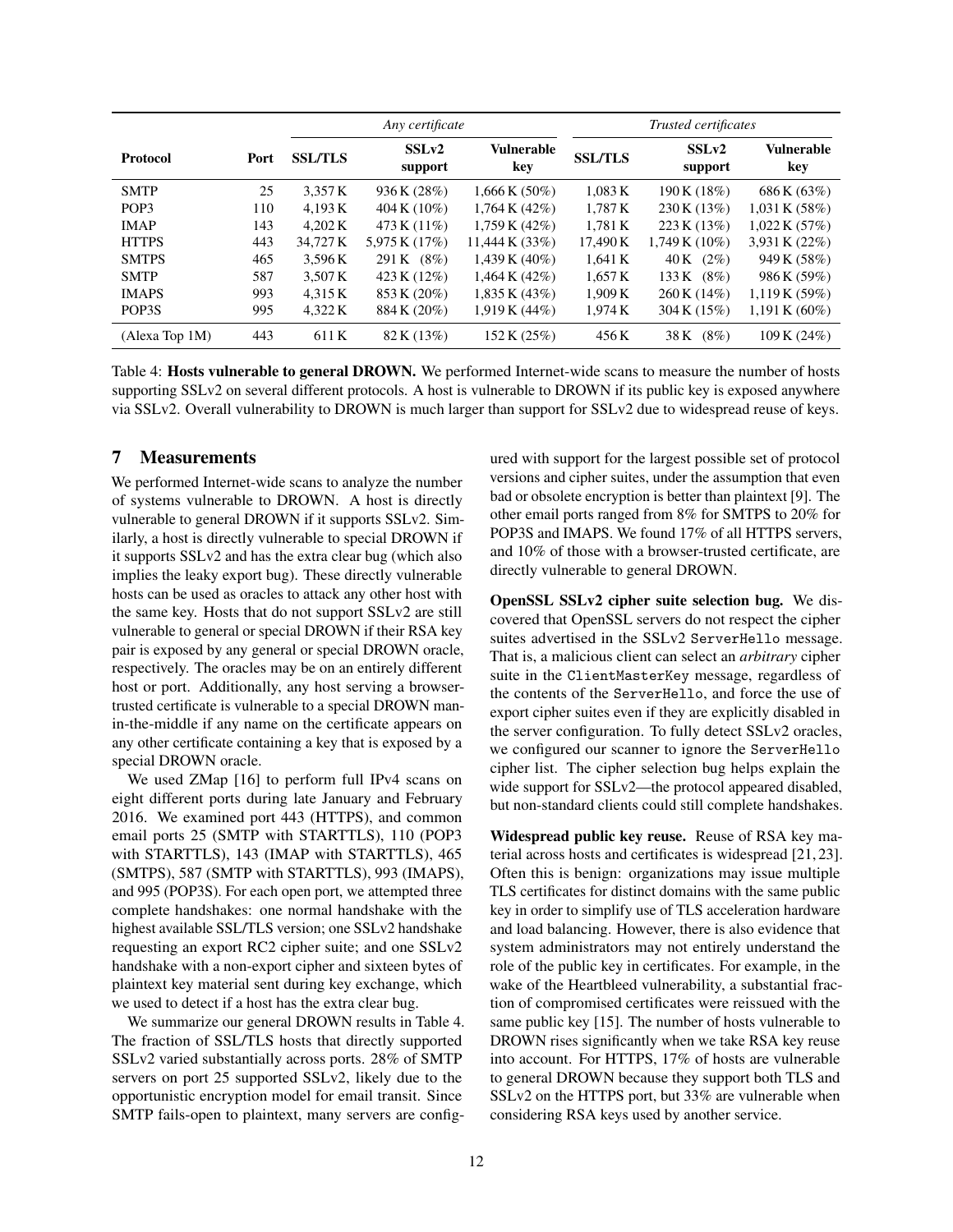| Protocol | Port | *Any certificate* | | | *Trusted certificates* | | |
|---|---|---|---|---|---|---|---|
| | | **SSL/TLS** | **SSLv2 support** | **Vulnerable key** | **SSL/TLS** | **SSLv2 support** | **Vulnerable key** |
| SMTP | 25 | 3,357 K | 936 K (28%) | 1,666 K (50%) | 1,083 K | 190 K (18%) | 686 K (63%) |
| POP3 | 110 | 4,193 K | 404 K (10%) | 1,764 K (42%) | 1,787 K | 230 K (13%) | 1,031 K (58%) |
| IMAP | 143 | 4,202 K | 473 K (11%) | 1,759 K (42%) | 1,781 K | 223 K (13%) | 1,022 K (57%) |
| HTTPS | 443 | 34,727 K | 5,975 K (17%) | 11,444 K (33%) | 17,490 K | 1,749 K (10%) | 3,931 K (22%) |
| SMTPS | 465 | 3,596 K | 291 K (8%) | 1,439 K (40%) | 1,641 K | 40 K (2%) | 949 K (58%) |
| SMTP | 587 | 3,507 K | 423 K (12%) | 1,464 K (42%) | 1,657 K | 133 K (8%) | 986 K (59%) |
| IMAPS | 993 | 4,315 K | 853 K (20%) | 1,835 K (43%) | 1,909 K | 260 K (14%) | 1,119 K (59%) |
| POP3S | 995 | 4,322 K | 884 K (20%) | 1,919 K (44%) | 1,974 K | 304 K (15%) | 1,191 K (60%) |
| (Alexa Top 1M) | 443 | 611 K | 82 K (13%) | 152 K (25%) | 456 K | 38 K (8%) | 109 K (24%) |

Table 4: **Hosts vulnerable to general DROWN.** We performed Internet-wide scans to measure the number of hosts supporting SSLv2 on several different protocols. A host is vulnerable to DROWN if its public key is exposed anywhere via SSLv2. Overall vulnerability to DROWN is much larger than support for SSLv2 due to widespread reuse of keys.

## 7 Measurements

We performed Internet-wide scans to analyze the number of systems vulnerable to DROWN. A host is directly vulnerable to general DROWN if it supports SSLv2. Similarly, a host is directly vulnerable to special DROWN if it supports SSLv2 and has the extra clear bug (which also implies the leaky export bug). These directly vulnerable hosts can be used as oracles to attack any other host with the same key. Hosts that do not support SSLv2 are still vulnerable to general or special DROWN if their RSA key pair is exposed by any general or special DROWN oracle, respectively. The oracles may be on an entirely different host or port. Additionally, any host serving a browser-trusted certificate is vulnerable to a special DROWN man-in-the-middle if any name on the certificate appears on any other certificate containing a key that is exposed by a special DROWN oracle.

We used ZMap [16] to perform full IPv4 scans on eight different ports during late January and February 2016. We examined port 443 (HTTPS), and common email ports 25 (SMTP with STARTTLS), 110 (POP3 with STARTTLS), 143 (IMAP with STARTTLS), 465 (SMTPS), 587 (SMTP with STARTTLS), 993 (IMAPS), and 995 (POP3S). For each open port, we attempted three complete handshakes: one normal handshake with the highest available SSL/TLS version; one SSLv2 handshake requesting an export RC2 cipher suite; and one SSLv2 handshake with a non-export cipher and sixteen bytes of plaintext key material sent during key exchange, which we used to detect if a host has the extra clear bug.

We summarize our general DROWN results in Table 4. The fraction of SSL/TLS hosts that directly supported SSLv2 varied substantially across ports. 28% of SMTP servers on port 25 supported SSLv2, likely due to the opportunistic encryption model for email transit. Since SMTP fails-open to plaintext, many servers are configured with support for the largest possible set of protocol versions and cipher suites, under the assumption that even bad or obsolete encryption is better than plaintext [9]. The other email ports ranged from 8% for SMTPS to 20% for POP3S and IMAPS. We found 17% of all HTTPS servers, and 10% of those with a browser-trusted certificate, are directly vulnerable to general DROWN.

**OpenSSL SSLv2 cipher suite selection bug.** We discovered that OpenSSL servers do not respect the cipher suites advertised in the SSLv2 `ServerHello` message. That is, a malicious client can select an *arbitrary* cipher suite in the `ClientMasterKey` message, regardless of the contents of the `ServerHello`, and force the use of export cipher suites even if they are explicitly disabled in the server configuration. To fully detect SSLv2 oracles, we configured our scanner to ignore the `ServerHello` cipher list. The cipher selection bug helps explain the wide support for SSLv2—the protocol appeared disabled, but non-standard clients could still complete handshakes.

**Widespread public key reuse.** Reuse of RSA key material across hosts and certificates is widespread [21, 23]. Often this is benign: organizations may issue multiple TLS certificates for distinct domains with the same public key in order to simplify use of TLS acceleration hardware and load balancing. However, there is also evidence that system administrators may not entirely understand the role of the public key in certificates. For example, in the wake of the Heartbleed vulnerability, a substantial fraction of compromised certificates were reissued with the same public key [15]. The number of hosts vulnerable to DROWN rises significantly when we take RSA key reuse into account. For HTTPS, 17% of hosts are vulnerable to general DROWN because they support both TLS and SSLv2 on the HTTPS port, but 33% are vulnerable when considering RSA keys used by another service.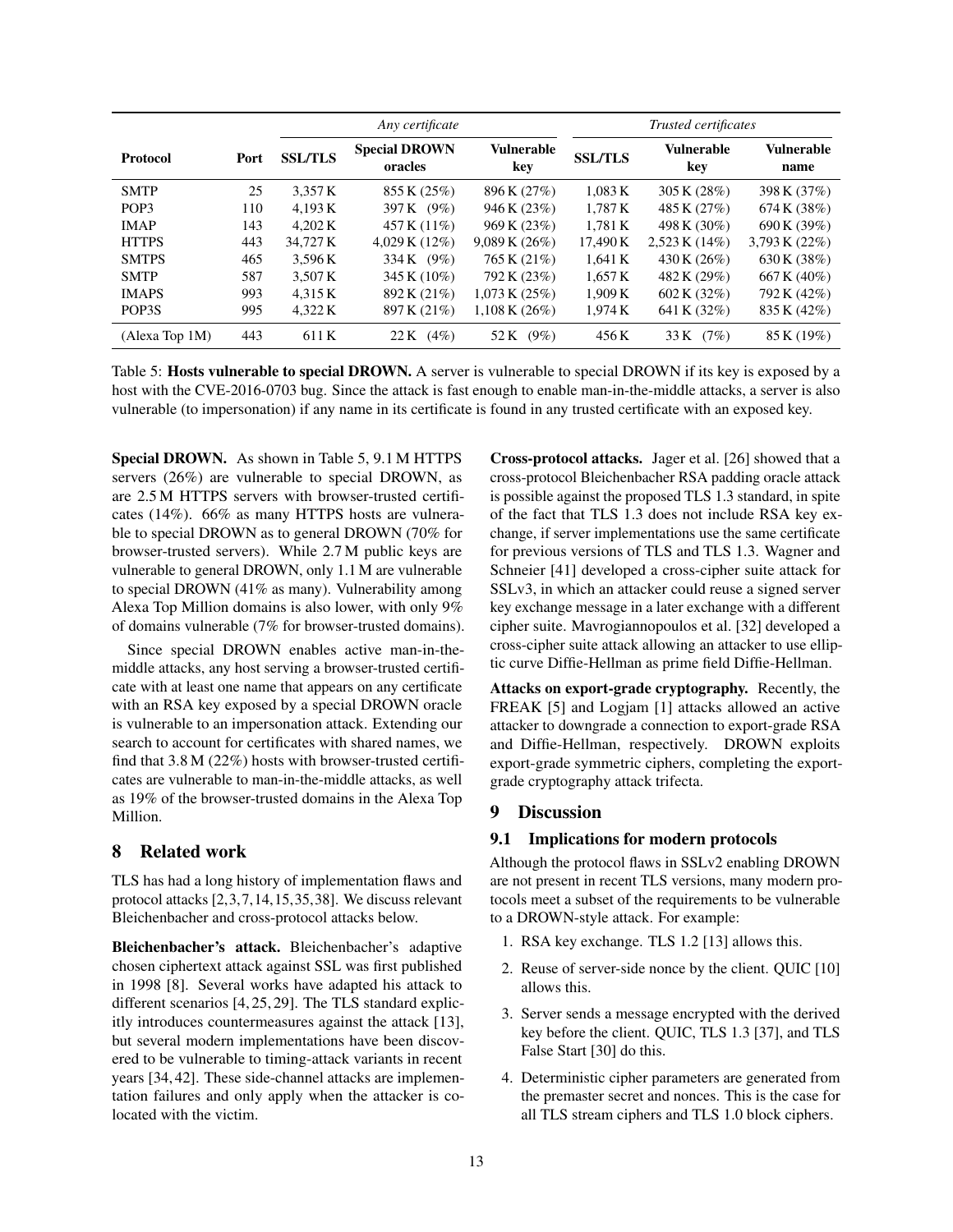| Protocol | Port | *Any certificate* | | | *Trusted certificates* | | |
|---|---|---|---|---|---|---|---|
| | | **SSL/TLS** | **Special DROWN oracles** | **Vulnerable key** | **SSL/TLS** | **Vulnerable key** | **Vulnerable name** |
| SMTP | 25 | 3,357 K | 855 K (25%) | 896 K (27%) | 1,083 K | 305 K (28%) | 398 K (37%) |
| POP3 | 110 | 4,193 K | 397 K (9%) | 946 K (23%) | 1,787 K | 485 K (27%) | 674 K (38%) |
| IMAP | 143 | 4,202 K | 457 K (11%) | 969 K (23%) | 1,781 K | 498 K (30%) | 690 K (39%) |
| HTTPS | 443 | 34,727 K | 4,029 K (12%) | 9,089 K (26%) | 17,490 K | 2,523 K (14%) | 3,793 K (22%) |
| SMTPS | 465 | 3,596 K | 334 K (9%) | 765 K (21%) | 1,641 K | 430 K (26%) | 630 K (38%) |
| SMTP | 587 | 3,507 K | 345 K (10%) | 792 K (23%) | 1,657 K | 482 K (29%) | 667 K (40%) |
| IMAPS | 993 | 4,315 K | 892 K (21%) | 1,073 K (25%) | 1,909 K | 602 K (32%) | 792 K (42%) |
| POP3S | 995 | 4,322 K | 897 K (21%) | 1,108 K (26%) | 1,974 K | 641 K (32%) | 835 K (42%) |
| (Alexa Top 1M) | 443 | 611 K | 22 K (4%) | 52 K (9%) | 456 K | 33 K (7%) | 85 K (19%) |

Table 5: **Hosts vulnerable to special DROWN.** A server is vulnerable to special DROWN if its key is exposed by a host with the CVE-2016-0703 bug. Since the attack is fast enough to enable man-in-the-middle attacks, a server is also vulnerable (to impersonation) if any name in its certificate is found in any trusted certificate with an exposed key.

**Special DROWN.** As shown in Table 5, 9.1 M HTTPS servers (26%) are vulnerable to special DROWN, as are 2.5 M HTTPS servers with browser-trusted certificates (14%). 66% as many HTTPS hosts are vulnerable to special DROWN as to general DROWN (70% for browser-trusted servers). While 2.7 M public keys are vulnerable to general DROWN, only 1.1 M are vulnerable to special DROWN (41% as many). Vulnerability among Alexa Top Million domains is also lower, with only 9% of domains vulnerable (7% for browser-trusted domains).

Since special DROWN enables active man-in-the-middle attacks, any host serving a browser-trusted certificate with at least one name that appears on any certificate with an RSA key exposed by a special DROWN oracle is vulnerable to an impersonation attack. Extending our search to account for certificates with shared names, we find that 3.8 M (22%) hosts with browser-trusted certificates are vulnerable to man-in-the-middle attacks, as well as 19% of the browser-trusted domains in the Alexa Top Million.

## 8 Related work

TLS has had a long history of implementation flaws and protocol attacks [2,3,7,14,15,35,38]. We discuss relevant Bleichenbacher and cross-protocol attacks below.

**Bleichenbacher's attack.** Bleichenbacher's adaptive chosen ciphertext attack against SSL was first published in 1998 [8]. Several works have adapted his attack to different scenarios [4,25,29]. The TLS standard explicitly introduces countermeasures against the attack [13], but several modern implementations have been discovered to be vulnerable to timing-attack variants in recent years [34,42]. These side-channel attacks are implementation failures and only apply when the attacker is colocated with the victim.

**Cross-protocol attacks.** Jager et al. [26] showed that a cross-protocol Bleichenbacher RSA padding oracle attack is possible against the proposed TLS 1.3 standard, in spite of the fact that TLS 1.3 does not include RSA key exchange, if server implementations use the same certificate for previous versions of TLS and TLS 1.3. Wagner and Schneier [41] developed a cross-cipher suite attack for SSLv3, in which an attacker could reuse a signed server key exchange message in a later exchange with a different cipher suite. Mavrogiannopoulos et al. [32] developed a cross-cipher suite attack allowing an attacker to use elliptic curve Diffie-Hellman as prime field Diffie-Hellman.

**Attacks on export-grade cryptography.** Recently, the FREAK [5] and Logjam [1] attacks allowed an active attacker to downgrade a connection to export-grade RSA and Diffie-Hellman, respectively. DROWN exploits export-grade symmetric ciphers, completing the export-grade cryptography attack trifecta.

## 9 Discussion

### 9.1 Implications for modern protocols

Although the protocol flaws in SSLv2 enabling DROWN are not present in recent TLS versions, many modern protocols meet a subset of the requirements to be vulnerable to a DROWN-style attack. For example:

1. RSA key exchange. TLS 1.2 [13] allows this.
2. Reuse of server-side nonce by the client. QUIC [10] allows this.
3. Server sends a message encrypted with the derived key before the client. QUIC, TLS 1.3 [37], and TLS False Start [30] do this.
4. Deterministic cipher parameters are generated from the premaster secret and nonces. This is the case for all TLS stream ciphers and TLS 1.0 block ciphers.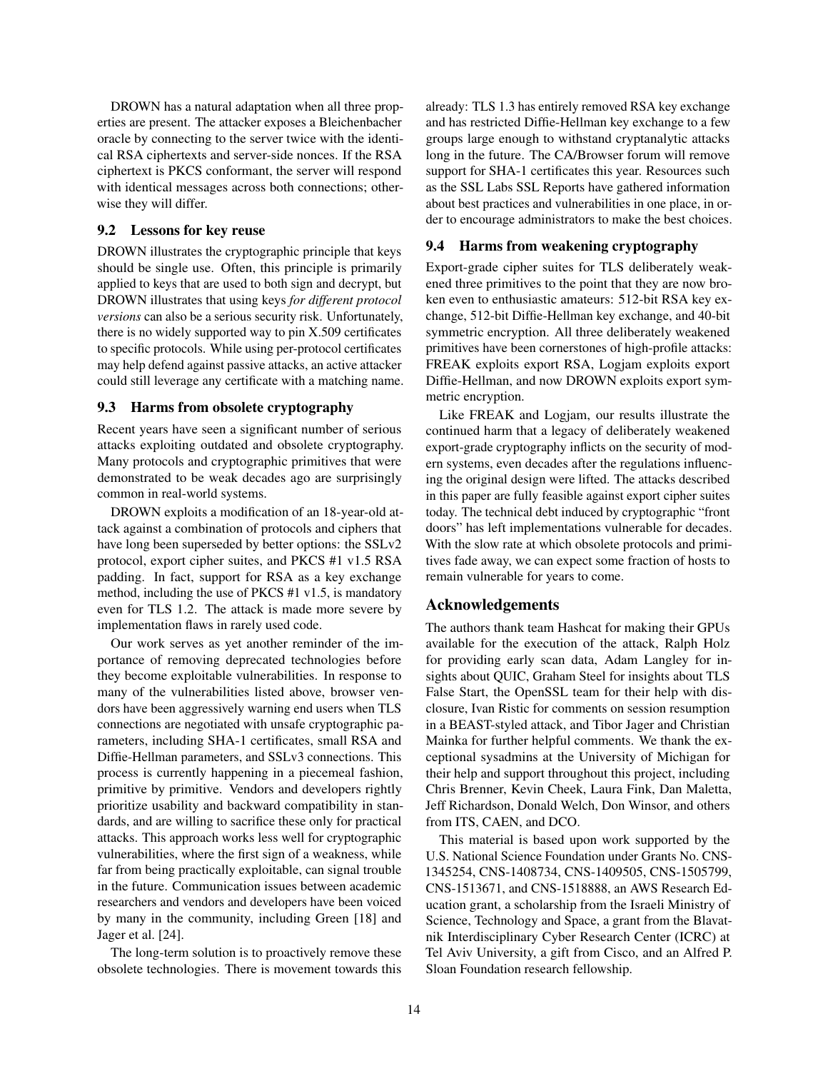DROWN has a natural adaptation when all three properties are present. The attacker exposes a Bleichenbacher oracle by connecting to the server twice with the identical RSA ciphertexts and server-side nonces. If the RSA ciphertext is PKCS conformant, the server will respond with identical messages across both connections; otherwise they will differ.

### 9.2 Lessons for key reuse

DROWN illustrates the cryptographic principle that keys should be single use. Often, this principle is primarily applied to keys that are used to both sign and decrypt, but DROWN illustrates that using keys *for different protocol versions* can also be a serious security risk. Unfortunately, there is no widely supported way to pin X.509 certificates to specific protocols. While using per-protocol certificates may help defend against passive attacks, an active attacker could still leverage any certificate with a matching name.

### 9.3 Harms from obsolete cryptography

Recent years have seen a significant number of serious attacks exploiting outdated and obsolete cryptography. Many protocols and cryptographic primitives that were demonstrated to be weak decades ago are surprisingly common in real-world systems.

DROWN exploits a modification of an 18-year-old attack against a combination of protocols and ciphers that have long been superseded by better options: the SSLv2 protocol, export cipher suites, and PKCS #1 v1.5 RSA padding. In fact, support for RSA as a key exchange method, including the use of PKCS #1 v1.5, is mandatory even for TLS 1.2. The attack is made more severe by implementation flaws in rarely used code.

Our work serves as yet another reminder of the importance of removing deprecated technologies before they become exploitable vulnerabilities. In response to many of the vulnerabilities listed above, browser vendors have been aggressively warning end users when TLS connections are negotiated with unsafe cryptographic parameters, including SHA-1 certificates, small RSA and Diffie-Hellman parameters, and SSLv3 connections. This process is currently happening in a piecemeal fashion, primitive by primitive. Vendors and developers rightly prioritize usability and backward compatibility in standards, and are willing to sacrifice these only for practical attacks. This approach works less well for cryptographic vulnerabilities, where the first sign of a weakness, while far from being practically exploitable, can signal trouble in the future. Communication issues between academic researchers and vendors and developers have been voiced by many in the community, including Green [18] and Jager et al. [24].

The long-term solution is to proactively remove these obsolete technologies. There is movement towards this already: TLS 1.3 has entirely removed RSA key exchange and has restricted Diffie-Hellman key exchange to a few groups large enough to withstand cryptanalytic attacks long in the future. The CA/Browser forum will remove support for SHA-1 certificates this year. Resources such as the SSL Labs SSL Reports have gathered information about best practices and vulnerabilities in one place, in order to encourage administrators to make the best choices.

### 9.4 Harms from weakening cryptography

Export-grade cipher suites for TLS deliberately weakened three primitives to the point that they are now broken even to enthusiastic amateurs: 512-bit RSA key exchange, 512-bit Diffie-Hellman key exchange, and 40-bit symmetric encryption. All three deliberately weakened primitives have been cornerstones of high-profile attacks: FREAK exploits export RSA, Logjam exploits export Diffie-Hellman, and now DROWN exploits export symmetric encryption.

Like FREAK and Logjam, our results illustrate the continued harm that a legacy of deliberately weakened export-grade cryptography inflicts on the security of modern systems, even decades after the regulations influencing the original design were lifted. The attacks described in this paper are fully feasible against export cipher suites today. The technical debt induced by cryptographic "front doors" has left implementations vulnerable for decades. With the slow rate at which obsolete protocols and primitives fade away, we can expect some fraction of hosts to remain vulnerable for years to come.

## Acknowledgements

The authors thank team Hashcat for making their GPUs available for the execution of the attack, Ralph Holz for providing early scan data, Adam Langley for insights about QUIC, Graham Steel for insights about TLS False Start, the OpenSSL team for their help with disclosure, Ivan Ristic for comments on session resumption in a BEAST-styled attack, and Tibor Jager and Christian Mainka for further helpful comments. We thank the exceptional sysadmins at the University of Michigan for their help and support throughout this project, including Chris Brenner, Kevin Cheek, Laura Fink, Dan Maletta, Jeff Richardson, Donald Welch, Don Winsor, and others from ITS, CAEN, and DCO.

This material is based upon work supported by the U.S. National Science Foundation under Grants No. CNS-1345254, CNS-1408734, CNS-1409505, CNS-1505799, CNS-1513671, and CNS-1518888, an AWS Research Education grant, a scholarship from the Israeli Ministry of Science, Technology and Space, a grant from the Blavatnik Interdisciplinary Cyber Research Center (ICRC) at Tel Aviv University, a gift from Cisco, and an Alfred P. Sloan Foundation research fellowship.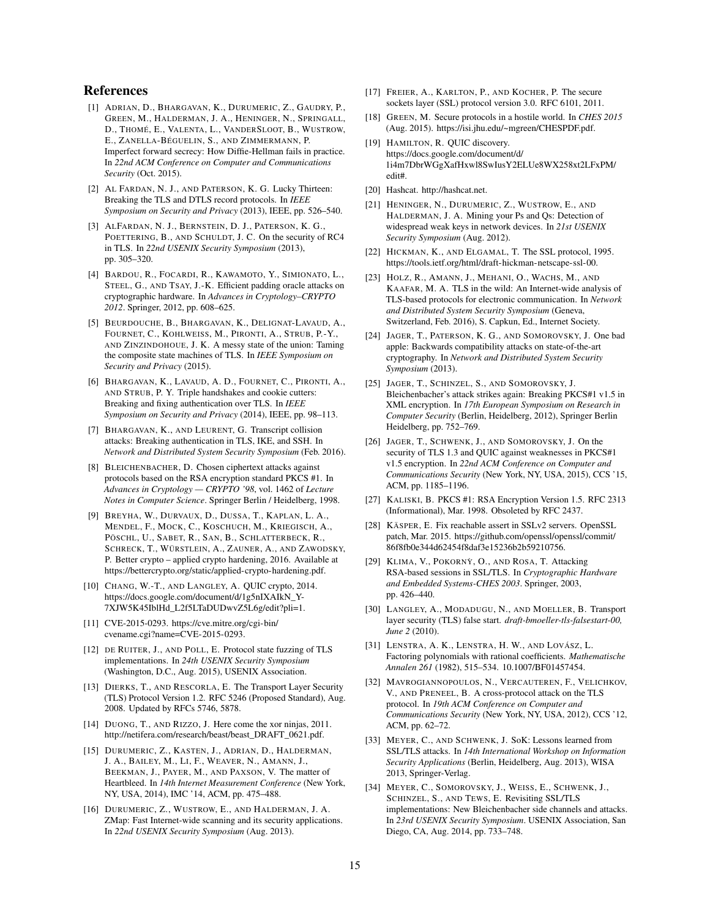## References

[1] Adrian, D., Bhargavan, K., Durumeric, Z., Gaudry, P., Green, M., Halderman, J. A., Heninger, N., Springall, D., Thomé, E., Valenta, L., VanderSloot, B., Wustrow, E., Zanella-Béguelin, S., and Zimmermann, P. Imperfect forward secrecy: How Diffie-Hellman fails in practice. In *22nd ACM Conference on Computer and Communications Security* (Oct. 2015).

[2] Al Fardan, N. J., and Paterson, K. G. Lucky Thirteen: Breaking the TLS and DTLS record protocols. In *IEEE Symposium on Security and Privacy* (2013), IEEE, pp. 526–540.

[3] AlFardan, N. J., Bernstein, D. J., Paterson, K. G., Poettering, B., and Schuldt, J. C. On the security of RC4 in TLS. In *22nd USENIX Security Symposium* (2013), pp. 305–320.

[4] Bardou, R., Focardi, R., Kawamoto, Y., Simionato, L., Steel, G., and Tsay, J.-K. Efficient padding oracle attacks on cryptographic hardware. In *Advances in Cryptology–CRYPTO 2012*. Springer, 2012, pp. 608–625.

[5] Beurdouche, B., Bhargavan, K., Delignat-Lavaud, A., Fournet, C., Kohlweiss, M., Pironti, A., Strub, P.-Y., and Zinzindohoue, J. K. A messy state of the union: Taming the composite state machines of TLS. In *IEEE Symposium on Security and Privacy* (2015).

[6] Bhargavan, K., Lavaud, A. D., Fournet, C., Pironti, A., and Strub, P. Y. Triple handshakes and cookie cutters: Breaking and fixing authentication over TLS. In *IEEE Symposium on Security and Privacy* (2014), IEEE, pp. 98–113.

[7] Bhargavan, K., and Leurent, G. Transcript collision attacks: Breaking authentication in TLS, IKE, and SSH. In *Network and Distributed System Security Symposium* (Feb. 2016).

[8] Bleichenbacher, D. Chosen ciphertext attacks against protocols based on the RSA encryption standard PKCS #1. In *Advances in Cryptology — CRYPTO '98*, vol. 1462 of *Lecture Notes in Computer Science*. Springer Berlin / Heidelberg, 1998.

[9] Breyha, W., Durvaux, D., Dussa, T., Kaplan, L. A., Mendel, F., Mock, C., Koschuch, M., Kriegisch, A., Pöschl, U., Sabet, R., San, B., Schlatterbeck, R., Schreck, T., Würstlein, A., Zauner, A., and Zawodsky, P. Better crypto – applied crypto hardening, 2016. Available at https://bettercrypto.org/static/applied-crypto-hardening.pdf.

[10] Chang, W.-T., and Langley, A. QUIC crypto, 2014. https://docs.google.com/document/d/1g5nIXAIkN_Y-7XJW5K45IblHd_L2f5LTaDUDwvZ5L6g/edit?pli=1.

[11] CVE-2015-0293. https://cve.mitre.org/cgi-bin/cvename.cgi?name=CVE-2015-0293.

[12] de Ruiter, J., and Poll, E. Protocol state fuzzing of TLS implementations. In *24th USENIX Security Symposium* (Washington, D.C., Aug. 2015), USENIX Association.

[13] Dierks, T., and Rescorla, E. The Transport Layer Security (TLS) Protocol Version 1.2. RFC 5246 (Proposed Standard), Aug. 2008. Updated by RFCs 5746, 5878.

[14] Duong, T., and Rizzo, J. Here come the xor ninjas, 2011. http://netifera.com/research/beast/beast_DRAFT_0621.pdf.

[15] Durumeric, Z., Kasten, J., Adrian, D., Halderman, J. A., Bailey, M., Li, F., Weaver, N., Amann, J., Beekman, J., Payer, M., and Paxson, V. The matter of Heartbleed. In *14th Internet Measurement Conference* (New York, NY, USA, 2014), IMC '14, ACM, pp. 475–488.

[16] Durumeric, Z., Wustrow, E., and Halderman, J. A. ZMap: Fast Internet-wide scanning and its security applications. In *22nd USENIX Security Symposium* (Aug. 2013).

[17] Freier, A., Karlton, P., and Kocher, P. The secure sockets layer (SSL) protocol version 3.0. RFC 6101, 2011.

[18] Green, M. Secure protocols in a hostile world. In *CHES 2015* (Aug. 2015). https://isi.jhu.edu/~mgreen/CHESPDF.pdf.

[19] Hamilton, R. QUIC discovery. https://docs.google.com/document/d/1i4m7DbrWGgXafHxwl8SwIusY2ELUe8WX258xt2LFxPM/edit#.

[20] Hashcat. http://hashcat.net.

[21] Heninger, N., Durumeric, Z., Wustrow, E., and Halderman, J. A. Mining your Ps and Qs: Detection of widespread weak keys in network devices. In *21st USENIX Security Symposium* (Aug. 2012).

[22] Hickman, K., and Elgamal, T. The SSL protocol, 1995. https://tools.ietf.org/html/draft-hickman-netscape-ssl-00.

[23] Holz, R., Amann, J., Mehani, O., Wachs, M., and Kaafar, M. A. TLS in the wild: An Internet-wide analysis of TLS-based protocols for electronic communication. In *Network and Distributed System Security Symposium* (Geneva, Switzerland, Feb. 2016), S. Capkun, Ed., Internet Society.

[24] Jager, T., Paterson, K. G., and Somorovsky, J. One bad apple: Backwards compatibility attacks on state-of-the-art cryptography. In *Network and Distributed System Security Symposium* (2013).

[25] Jager, T., Schinzel, S., and Somorovsky, J. Bleichenbacher's attack strikes again: Breaking PKCS#1 v1.5 in XML encryption. In *17th European Symposium on Research in Computer Security* (Berlin, Heidelberg, 2012), Springer Berlin Heidelberg, pp. 752–769.

[26] Jager, T., Schwenk, J., and Somorovsky, J. On the security of TLS 1.3 and QUIC against weaknesses in PKCS#1 v1.5 encryption. In *22nd ACM Conference on Computer and Communications Security* (New York, NY, USA, 2015), CCS '15, ACM, pp. 1185–1196.

[27] Kaliski, B. PKCS #1: RSA Encryption Version 1.5. RFC 2313 (Informational), Mar. 1998. Obsoleted by RFC 2437.

[28] Käsper, E. Fix reachable assert in SSLv2 servers. OpenSSL patch, Mar. 2015. https://github.com/openssl/openssl/commit/86f8fb0e344d62454f8daf3e15236b2b59210756.

[29] Klima, V., Pokorný, O., and Rosa, T. Attacking RSA-based sessions in SSL/TLS. In *Cryptographic Hardware and Embedded Systems-CHES 2003*. Springer, 2003, pp. 426–440.

[30] Langley, A., Modadugu, N., and Moeller, B. Transport layer security (TLS) false start. *draft-bmoeller-tls-falsestart-00, June 2* (2010).

[31] Lenstra, A. K., Lenstra, H. W., and Lovász, L. Factoring polynomials with rational coefficients. *Mathematische Annalen 261* (1982), 515–534. 10.1007/BF01457454.

[32] Mavrogiannopoulos, N., Vercauteren, F., Velichkov, V., and Preneel, B. A cross-protocol attack on the TLS protocol. In *19th ACM Conference on Computer and Communications Security* (New York, NY, USA, 2012), CCS '12, ACM, pp. 62–72.

[33] Meyer, C., and Schwenk, J. SoK: Lessons learned from SSL/TLS attacks. In *14th International Workshop on Information Security Applications* (Berlin, Heidelberg, Aug. 2013), WISA 2013, Springer-Verlag.

[34] Meyer, C., Somorovsky, J., Weiss, E., Schwenk, J., Schinzel, S., and Tews, E. Revisiting SSL/TLS implementations: New Bleichenbacher side channels and attacks. In *23rd USENIX Security Symposium*. USENIX Association, San Diego, CA, Aug. 2014, pp. 733–748.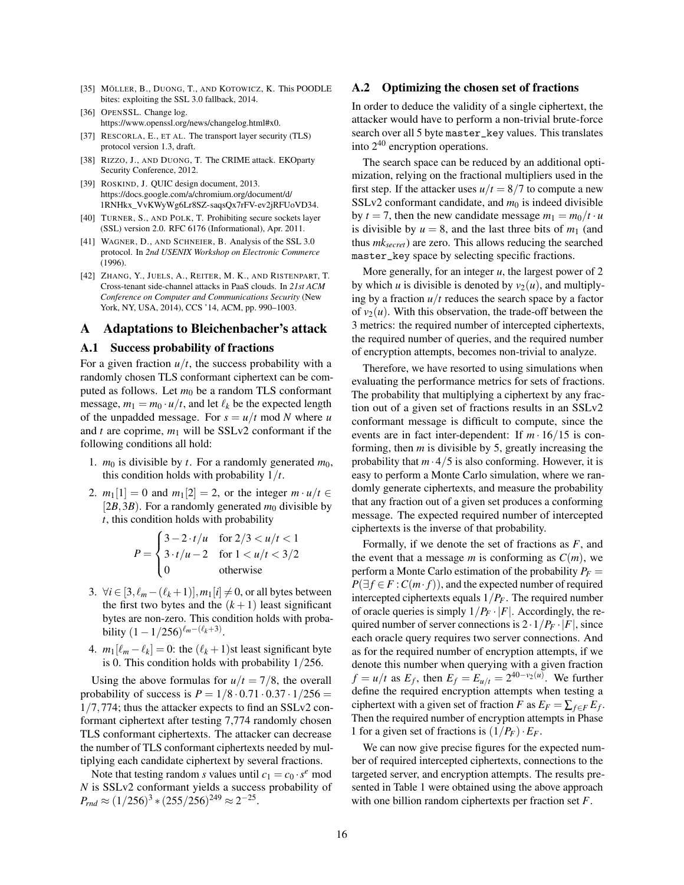[35] MÖLLER, B., DUONG, T., AND KOTOWICZ, K. This POODLE bites: exploiting the SSL 3.0 fallback, 2014.

[36] OPENSSL. Change log. https://www.openssl.org/news/changelog.html#x0.

[37] RESCORLA, E., ET AL. The transport layer security (TLS) protocol version 1.3, draft.

[38] RIZZO, J., AND DUONG, T. The CRIME attack. EKOparty Security Conference, 2012.

[39] ROSKIND, J. QUIC design document, 2013. https://docs.google.com/a/chromium.org/document/d/1RNHkx_VvKWyWg6Lr8SZ-saqsQx7rFV-ev2jRFUoVD34.

[40] TURNER, S., AND POLK, T. Prohibiting secure sockets layer (SSL) version 2.0. RFC 6176 (Informational), Apr. 2011.

[41] WAGNER, D., AND SCHNEIER, B. Analysis of the SSL 3.0 protocol. In *2nd USENIX Workshop on Electronic Commerce* (1996).

[42] ZHANG, Y., JUELS, A., REITER, M. K., AND RISTENPART, T. Cross-tenant side-channel attacks in PaaS clouds. In *21st ACM Conference on Computer and Communications Security* (New York, NY, USA, 2014), CCS '14, ACM, pp. 990–1003.

# A Adaptations to Bleichenbacher's attack

## A.1 Success probability of fractions

For a given fraction $u/t$, the success probability with a randomly chosen TLS conformant ciphertext can be computed as follows. Let $m_0$ be a random TLS conformant message, $m_1 = m_0 \cdot u/t$, and let $\ell_k$ be the expected length of the unpadded message. For $s = u/t \bmod N$ where $u$ and $t$ are coprime, $m_1$ will be SSLv2 conformant if the following conditions all hold:

1. $m_0$ is divisible by $t$. For a randomly generated $m_0$, this condition holds with probability $1/t$.
2. $m_1[1] = 0$ and $m_1[2] = 2$, or the integer $m \cdot u/t \in [2B, 3B)$. For a randomly generated $m_0$ divisible by $t$, this condition holds with probability

$$P = \begin{cases} 3 - 2 \cdot t/u & \text{for } 2/3 < u/t < 1 \\ 3 \cdot t/u - 2 & \text{for } 1 < u/t < 3/2 \\ 0 & \text{otherwise} \end{cases}$$

3. $\forall i \in [3, \ell_m - (\ell_k + 1)], m_1[i] \neq 0$, or all bytes between the first two bytes and the $(k+1)$ least significant bytes are non-zero. This condition holds with probability $(1 - 1/256)^{\ell_m - (\ell_k + 3)}$.
4. $m_1[\ell_m - \ell_k] = 0$: the $(\ell_k + 1)$st least significant byte is 0. This condition holds with probability $1/256$.

Using the above formulas for $u/t = 7/8$, the overall probability of success is $P = 1/8 \cdot 0.71 \cdot 0.37 \cdot 1/256 = 1/7{,}774$; thus the attacker expects to find an SSLv2 conformant ciphertext after testing 7,774 randomly chosen TLS conformant ciphertexts. The attacker can decrease the number of TLS conformant ciphertexts needed by multiplying each candidate ciphertext by several fractions.

Note that testing random $s$ values until $c_1 = c_0 \cdot s^e \bmod N$ is SSLv2 conformant yields a success probability of $P_{rnd} \approx (1/256)^3 * (255/256)^{249} \approx 2^{-25}$.

## A.2 Optimizing the chosen set of fractions

In order to deduce the validity of a single ciphertext, the attacker would have to perform a non-trivial brute-force search over all 5 byte `master_key` values. This translates into $2^{40}$ encryption operations.

The search space can be reduced by an additional optimization, relying on the fractional multipliers used in the first step. If the attacker uses $u/t = 8/7$ to compute a new SSLv2 conformant candidate, and $m_0$ is indeed divisible by $t = 7$, then the new candidate message $m_1 = m_0/t \cdot u$ is divisible by $u = 8$, and the last three bits of $m_1$ (and thus $mk_{secret}$) are zero. This allows reducing the searched `master_key` space by selecting specific fractions.

More generally, for an integer $u$, the largest power of 2 by which $u$ is divisible is denoted by $v_2(u)$, and multiplying by a fraction $u/t$ reduces the search space by a factor of $v_2(u)$. With this observation, the trade-off between the 3 metrics: the required number of intercepted ciphertexts, the required number of queries, and the required number of encryption attempts, becomes non-trivial to analyze.

Therefore, we have resorted to using simulations when evaluating the performance metrics for sets of fractions. The probability that multiplying a ciphertext by any fraction out of a given set of fractions results in an SSLv2 conformant message is difficult to compute, since the events are in fact inter-dependent: If $m \cdot 16/15$ is conforming, then $m$ is divisible by 5, greatly increasing the probability that $m \cdot 4/5$ is also conforming. However, it is easy to perform a Monte Carlo simulation, where we randomly generate ciphertexts, and measure the probability that any fraction out of a given set produces a conforming message. The expected required number of intercepted ciphertexts is the inverse of that probability.

Formally, if we denote the set of fractions as $F$, and the event that a message $m$ is conforming as $C(m)$, we perform a Monte Carlo estimation of the probability $P_F = P(\exists f \in F : C(m \cdot f))$, and the expected number of required intercepted ciphertexts equals $1/P_F$. The required number of oracle queries is simply $1/P_F \cdot |F|$. Accordingly, the required number of server connections is $2 \cdot 1/P_F \cdot |F|$, since each oracle query requires two server connections. And as for the required number of encryption attempts, if we denote this number when querying with a given fraction $f = u/t$ as $E_f$, then $E_f = E_{u/t} = 2^{40 - v_2(u)}$. We further define the required encryption attempts when testing a ciphertext with a given set of fraction $F$ as $E_F = \sum_{f \in F} E_f$. Then the required number of encryption attempts in Phase 1 for a given set of fractions is $(1/P_F) \cdot E_F$.

We can now give precise figures for the expected number of required intercepted ciphertexts, connections to the targeted server, and encryption attempts. The results presented in Table 1 were obtained using the above approach with one billion random ciphertexts per fraction set $F$.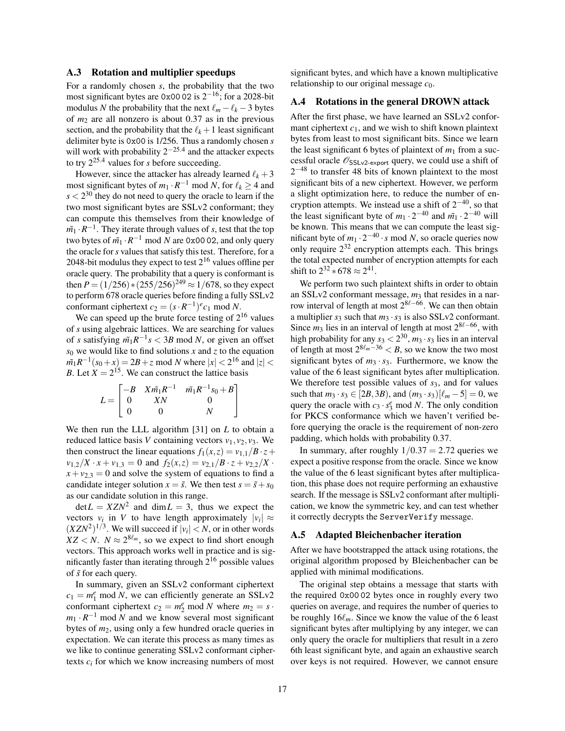### A.3 Rotation and multiplier speedups

For a randomly chosen $s$, the probability that the two most significant bytes are `0x00 02` is $2^{-16}$; for a 2028-bit modulus $N$ the probability that the next $\ell_m - \ell_k - 3$ bytes of $m_2$ are all nonzero is about 0.37 as in the previous section, and the probability that the $\ell_k + 1$ least significant delimiter byte is `0x00` is 1/256. Thus a randomly chosen $s$ will work with probability $2^{-25.4}$ and the attacker expects to try $2^{25.4}$ values for $s$ before succeeding.

However, since the attacker has already learned $\ell_k + 3$ most significant bytes of $m_1 \cdot R^{-1} \bmod N$, for $\ell_k \geq 4$ and $s < 2^{30}$ they do not need to query the oracle to learn if the two most significant bytes are SSLv2 conformant; they can compute this themselves from their knowledge of $\tilde{m_1} \cdot R^{-1}$. They iterate through values of $s$, test that the top two bytes of $\tilde{m_1} \cdot R^{-1} \bmod N$ are `0x00 02`, and only query the oracle for $s$ values that satisfy this test. Therefore, for a 2048-bit modulus they expect to test $2^{16}$ values offline per oracle query. The probability that a query is conformant is then $P = (1/256) * (255/256)^{249} \approx 1/678$, so they expect to perform 678 oracle queries before finding a fully SSLv2 conformant ciphertext $c_2 = (s \cdot R^{-1})^e c_1 \bmod N$.

We can speed up the brute force testing of $2^{16}$ values of $s$ using algebraic lattices. We are searching for values of $s$ satisfying $\tilde{m_1} R^{-1} s < 3B \bmod N$, or given an offset $s_0$ we would like to find solutions $x$ and $z$ to the equation $\tilde{m_1} R^{-1}(s_0 + x) = 2B + z \bmod N$ where $|x| < 2^{16}$ and $|z| < B$. Let $X = 2^{15}$. We can construct the lattice basis

$$L = \begin{bmatrix} -B & X\tilde{m_1}R^{-1} & \tilde{m_1}R^{-1}s_0 + B \\ 0 & XN & 0 \\ 0 & 0 & N \end{bmatrix}$$

We then run the LLL algorithm [31] on $L$ to obtain a reduced lattice basis $V$ containing vectors $v_1, v_2, v_3$. We then construct the linear equations $f_1(x,z) = v_{1,1}/B \cdot z + v_{1,2}/X \cdot x + v_{1,3} = 0$ and $f_2(x,z) = v_{2,1}/B \cdot z + v_{2,2}/X \cdot x + v_{2,3} = 0$ and solve the system of equations to find a candidate integer solution $x = \tilde{s}$. We then test $s = \tilde{s} + s_0$ as our candidate solution in this range.

$\det L = XZN^2$ and $\dim L = 3$, thus we expect the vectors $v_i$ in $V$ to have length approximately $|v_i| \approx (XZN^2)^{1/3}$. We will succeed if $|v_i| < N$, or in other words $XZ < N$. $N \approx 2^{8\ell_m}$, so we expect to find short enough vectors. This approach works well in practice and is significantly faster than iterating through $2^{16}$ possible values of $\tilde{s}$ for each query.

In summary, given an SSLv2 conformant ciphertext $c_1 = m_1^e \bmod N$, we can efficiently generate an SSLv2 conformant ciphertext $c_2 = m_2^e \bmod N$ where $m_2 = s \cdot m_1 \cdot R^{-1} \bmod N$ and we know several most significant bytes of $m_2$, using only a few hundred oracle queries in expectation. We can iterate this process as many times as we like to continue generating SSLv2 conformant ciphertexts $c_i$ for which we know increasing numbers of most significant bytes, and which have a known multiplicative relationship to our original message $c_0$.

### A.4 Rotations in the general DROWN attack

After the first phase, we have learned an SSLv2 conformant ciphertext $c_1$, and we wish to shift known plaintext bytes from least to most significant bits. Since we learn the least significant 6 bytes of plaintext of $m_1$ from a successful oracle $\mathcal{O}_{\text{SSLv2-export}}$ query, we could use a shift of $2^{-48}$ to transfer 48 bits of known plaintext to the most significant bits of a new ciphertext. However, we perform a slight optimization here, to reduce the number of encryption attempts. We instead use a shift of $2^{-40}$, so that the least significant byte of $m_1 \cdot 2^{-40}$ and $\tilde{m_1} \cdot 2^{-40}$ will be known. This means that we can compute the least significant byte of $m_1 \cdot 2^{-40} \cdot s \bmod N$, so oracle queries now only require $2^{32}$ encryption attempts each. This brings the total expected number of encryption attempts for each shift to $2^{32} * 678 \approx 2^{41}$.

We perform two such plaintext shifts in order to obtain an SSLv2 conformant message, $m_3$ that resides in a narrow interval of length at most $2^{8\ell - 66}$. We can then obtain a multiplier $s_3$ such that $m_3 \cdot s_3$ is also SSLv2 conformant. Since $m_3$ lies in an interval of length at most $2^{8\ell - 66}$, with high probability for any $s_3 < 2^{30}$, $m_3 \cdot s_3$ lies in an interval of length at most $2^{8\ell_m - 36} < B$, so we know the two most significant bytes of $m_3 \cdot s_3$. Furthermore, we know the value of the 6 least significant bytes after multiplication. We therefore test possible values of $s_3$, and for values such that $m_3 \cdot s_3 \in [2B, 3B)$, and $(m_3 \cdot s_3)[\ell_m - 5] = 0$, we query the oracle with $c_3 \cdot s_3^e \bmod N$. The only condition for PKCS conformance which we haven't verified before querying the oracle is the requirement of non-zero padding, which holds with probability 0.37.

In summary, after roughly $1/0.37 = 2.72$ queries we expect a positive response from the oracle. Since we know the value of the 6 least significant bytes after multiplication, this phase does not require performing an exhaustive search. If the message is SSLv2 conformant after multiplication, we know the symmetric key, and can test whether it correctly decrypts the `ServerVerify` message.

### A.5 Adapted Bleichenbacher iteration

After we have bootstrapped the attack using rotations, the original algorithm proposed by Bleichenbacher can be applied with minimal modifications.

The original step obtains a message that starts with the required `0x00 02` bytes once in roughly every two queries on average, and requires the number of queries to be roughly $16\ell_m$. Since we know the value of the 6 least significant bytes after multiplying by any integer, we can only query the oracle for multipliers that result in a zero 6th least significant byte, and again an exhaustive search over keys is not required. However, we cannot ensure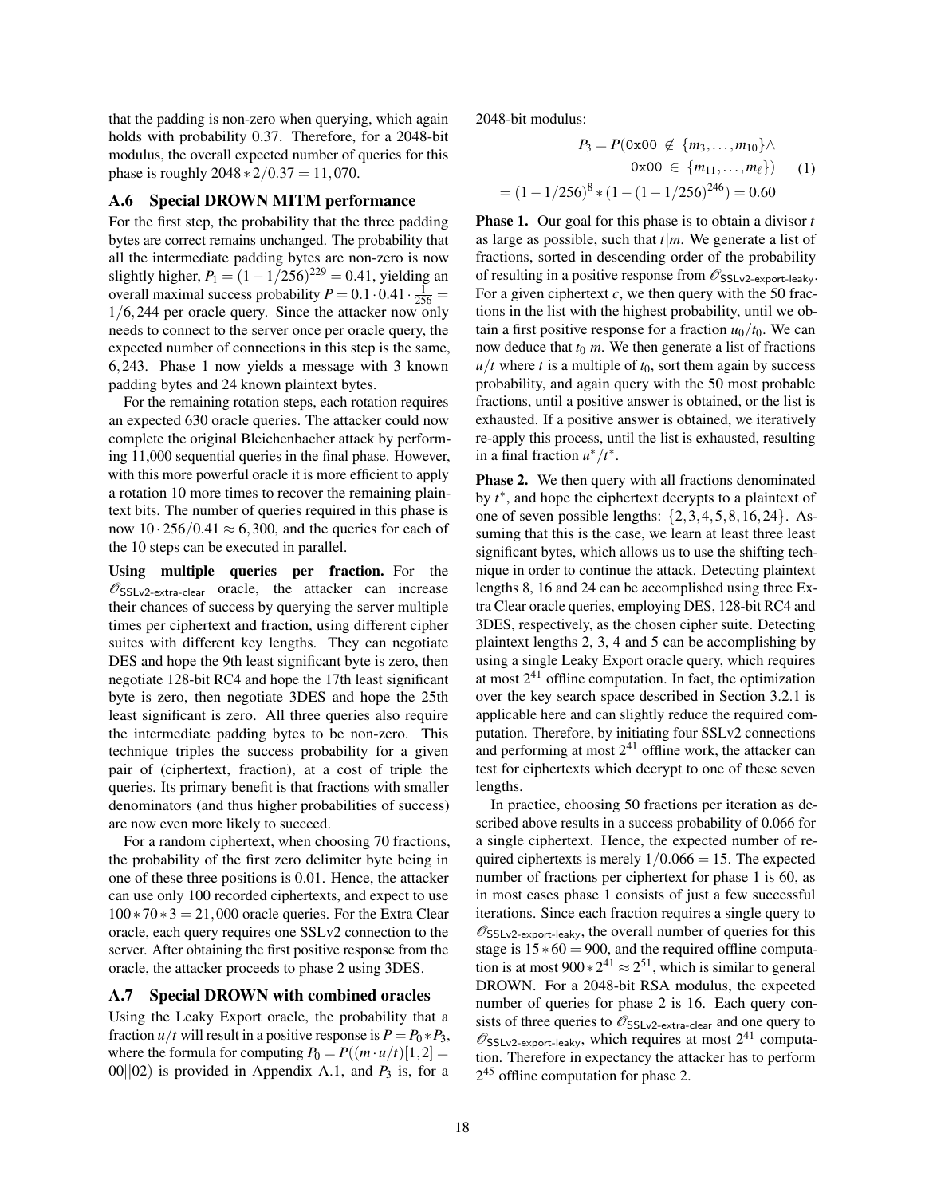that the padding is non-zero when querying, which again holds with probability 0.37. Therefore, for a 2048-bit modulus, the overall expected number of queries for this phase is roughly $2048 * 2/0.37 = 11,070$.

### A.6 Special DROWN MITM performance

For the first step, the probability that the three padding bytes are correct remains unchanged. The probability that all the intermediate padding bytes are non-zero is now slightly higher, $P_1 = (1-1/256)^{229} = 0.41$, yielding an overall maximal success probability $P = 0.1 \cdot 0.41 \cdot \frac{1}{256} = 1/6,244$ per oracle query. Since the attacker now only needs to connect to the server once per oracle query, the expected number of connections in this step is the same, 6,243. Phase 1 now yields a message with 3 known padding bytes and 24 known plaintext bytes.

For the remaining rotation steps, each rotation requires an expected 630 oracle queries. The attacker could now complete the original Bleichenbacher attack by performing 11,000 sequential queries in the final phase. However, with this more powerful oracle it is more efficient to apply a rotation 10 more times to recover the remaining plaintext bits. The number of queries required in this phase is now $10 \cdot 256/0.41 \approx 6,300$, and the queries for each of the 10 steps can be executed in parallel.

**Using multiple queries per fraction.** For the $\mathcal{O}_{\text{SSLv2-extra-clear}}$ oracle, the attacker can increase their chances of success by querying the server multiple times per ciphertext and fraction, using different cipher suites with different key lengths. They can negotiate DES and hope the 9th least significant byte is zero, then negotiate 128-bit RC4 and hope the 17th least significant byte is zero, then negotiate 3DES and hope the 25th least significant is zero. All three queries also require the intermediate padding bytes to be non-zero. This technique triples the success probability for a given pair of (ciphertext, fraction), at a cost of triple the queries. Its primary benefit is that fractions with smaller denominators (and thus higher probabilities of success) are now even more likely to succeed.

For a random ciphertext, when choosing 70 fractions, the probability of the first zero delimiter byte being in one of these three positions is 0.01. Hence, the attacker can use only 100 recorded ciphertexts, and expect to use $100 * 70 * 3 = 21,000$ oracle queries. For the Extra Clear oracle, each query requires one SSLv2 connection to the server. After obtaining the first positive response from the oracle, the attacker proceeds to phase 2 using 3DES.

### A.7 Special DROWN with combined oracles

Using the Leaky Export oracle, the probability that a fraction $u/t$ will result in a positive response is $P = P_0 * P_3$, where the formula for computing $P_0 = P((m \cdot u/t)[1,2] = 00||02)$ is provided in Appendix A.1, and $P_3$ is, for a 2048-bit modulus:

$$
\begin{aligned}
P_3 = P(&\texttt{0x00} \notin \{m_3,\ldots,m_{10}\} \land \\
&\texttt{0x00} \in \{m_{11},\ldots,m_\ell\}) \quad (1) \\
= (1-&1/256)^8 * (1-(1-1/256)^{246}) = 0.60
\end{aligned}
$$

**Phase 1.** Our goal for this phase is to obtain a divisor $t$ as large as possible, such that $t|m$. We generate a list of fractions, sorted in descending order of the probability of resulting in a positive response from $\mathcal{O}_{\text{SSLv2-export-leaky}}$. For a given ciphertext $c$, we then query with the 50 fractions in the list with the highest probability, until we obtain a first positive response for a fraction $u_0/t_0$. We can now deduce that $t_0|m$. We then generate a list of fractions $u/t$ where $t$ is a multiple of $t_0$, sort them again by success probability, and again query with the 50 most probable fractions, until a positive answer is obtained, or the list is exhausted. If a positive answer is obtained, we iteratively re-apply this process, until the list is exhausted, resulting in a final fraction $u^*/t^*$.

**Phase 2.** We then query with all fractions denominated by $t^*$, and hope the ciphertext decrypts to a plaintext of one of seven possible lengths: $\{2,3,4,5,8,16,24\}$. Assuming that this is the case, we learn at least three least significant bytes, which allows us to use the shifting technique in order to continue the attack. Detecting plaintext lengths 8, 16 and 24 can be accomplished using three Extra Clear oracle queries, employing DES, 128-bit RC4 and 3DES, respectively, as the chosen cipher suite. Detecting plaintext lengths 2, 3, 4 and 5 can be accomplishing by using a single Leaky Export oracle query, which requires at most $2^{41}$ offline computation. In fact, the optimization over the key search space described in Section 3.2.1 is applicable here and can slightly reduce the required computation. Therefore, by initiating four SSLv2 connections and performing at most $2^{41}$ offline work, the attacker can test for ciphertexts which decrypt to one of these seven lengths.

In practice, choosing 50 fractions per iteration as described above results in a success probability of 0.066 for a single ciphertext. Hence, the expected number of required ciphertexts is merely $1/0.066 = 15$. The expected number of fractions per ciphertext for phase 1 is 60, as in most cases phase 1 consists of just a few successful iterations. Since each fraction requires a single query to $\mathcal{O}_{\text{SSLv2-export-leaky}}$, the overall number of queries for this stage is $15 * 60 = 900$, and the required offline computation is at most $900 * 2^{41} \approx 2^{51}$, which is similar to general DROWN. For a 2048-bit RSA modulus, the expected number of queries for phase 2 is 16. Each query consists of three queries to $\mathcal{O}_{\text{SSLv2-extra-clear}}$ and one query to $\mathcal{O}_{\text{SSLv2-export-leaky}}$, which requires at most $2^{41}$ computation. Therefore in expectancy the attacker has to perform $2^{45}$ offline computation for phase 2.